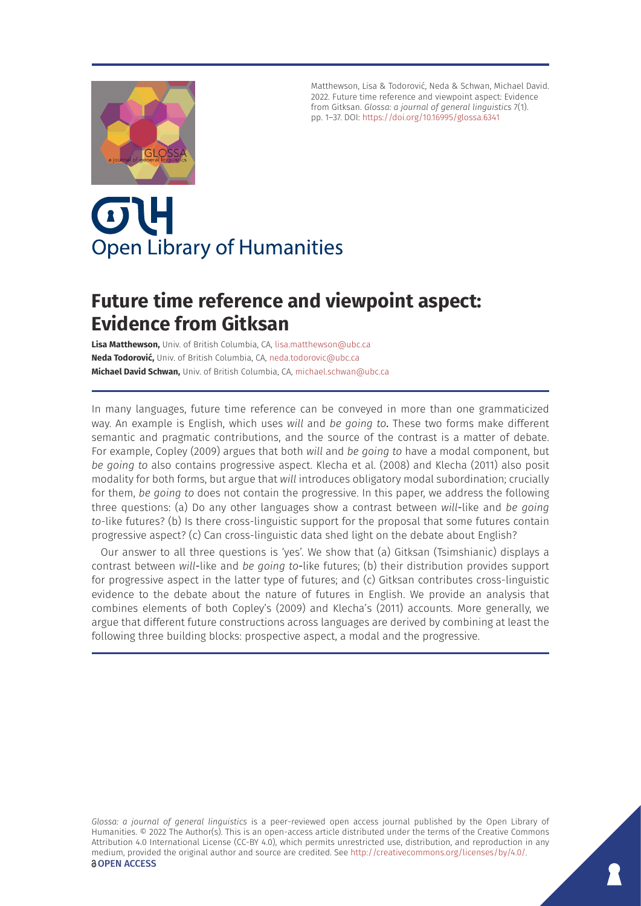Matthewson, Lisa & Todorović, Neda & Schwan, Michael David. 2022. Future time reference and viewpoint aspect: Evidence from Gitksan. *Glossa: a journal of general linguistics* 7(1). pp. 1–37. DOI: https://doi.org/10.16995/glossa.6341

# Future time reference and viewpoint aspect: Evidence from Gitksan

**Lisa Matthewson,** Univ. of British Columbia, CA, lisa.matthewson@ubc.ca
**Neda Todorović,** Univ. of British Columbia, CA, neda.todorovic@ubc.ca
**Michael David Schwan,** Univ. of British Columbia, CA, michael.schwan@ubc.ca

In many languages, future time reference can be conveyed in more than one grammaticized way. An example is English, which uses *will* and *be going to*. These two forms make different semantic and pragmatic contributions, and the source of the contrast is a matter of debate. For example, Copley (2009) argues that both *will* and *be going to* have a modal component, but *be going to* also contains progressive aspect. Klecha et al. (2008) and Klecha (2011) also posit modality for both forms, but argue that *will* introduces obligatory modal subordination; crucially for them, *be going to* does not contain the progressive. In this paper, we address the following three questions: (a) Do any other languages show a contrast between *will*-like and *be going to*-like futures? (b) Is there cross-linguistic support for the proposal that some futures contain progressive aspect? (c) Can cross-linguistic data shed light on the debate about English?

Our answer to all three questions is 'yes'. We show that (a) Gitksan (Tsimshianic) displays a contrast between *will*-like and *be going to*-like futures; (b) their distribution provides support for progressive aspect in the latter type of futures; and (c) Gitksan contributes cross-linguistic evidence to the debate about the nature of futures in English. We provide an analysis that combines elements of both Copley's (2009) and Klecha's (2011) accounts. More generally, we argue that different future constructions across languages are derived by combining at least the following three building blocks: prospective aspect, a modal and the progressive.

*Glossa: a journal of general linguistics* is a peer-reviewed open access journal published by the Open Library of Humanities. © 2022 The Author(s). This is an open-access article distributed under the terms of the Creative Commons Attribution 4.0 International License (CC-BY 4.0), which permits unrestricted use, distribution, and reproduction in any medium, provided the original author and source are credited. See http://creativecommons.org/licenses/by/4.0/.

**OPEN ACCESS**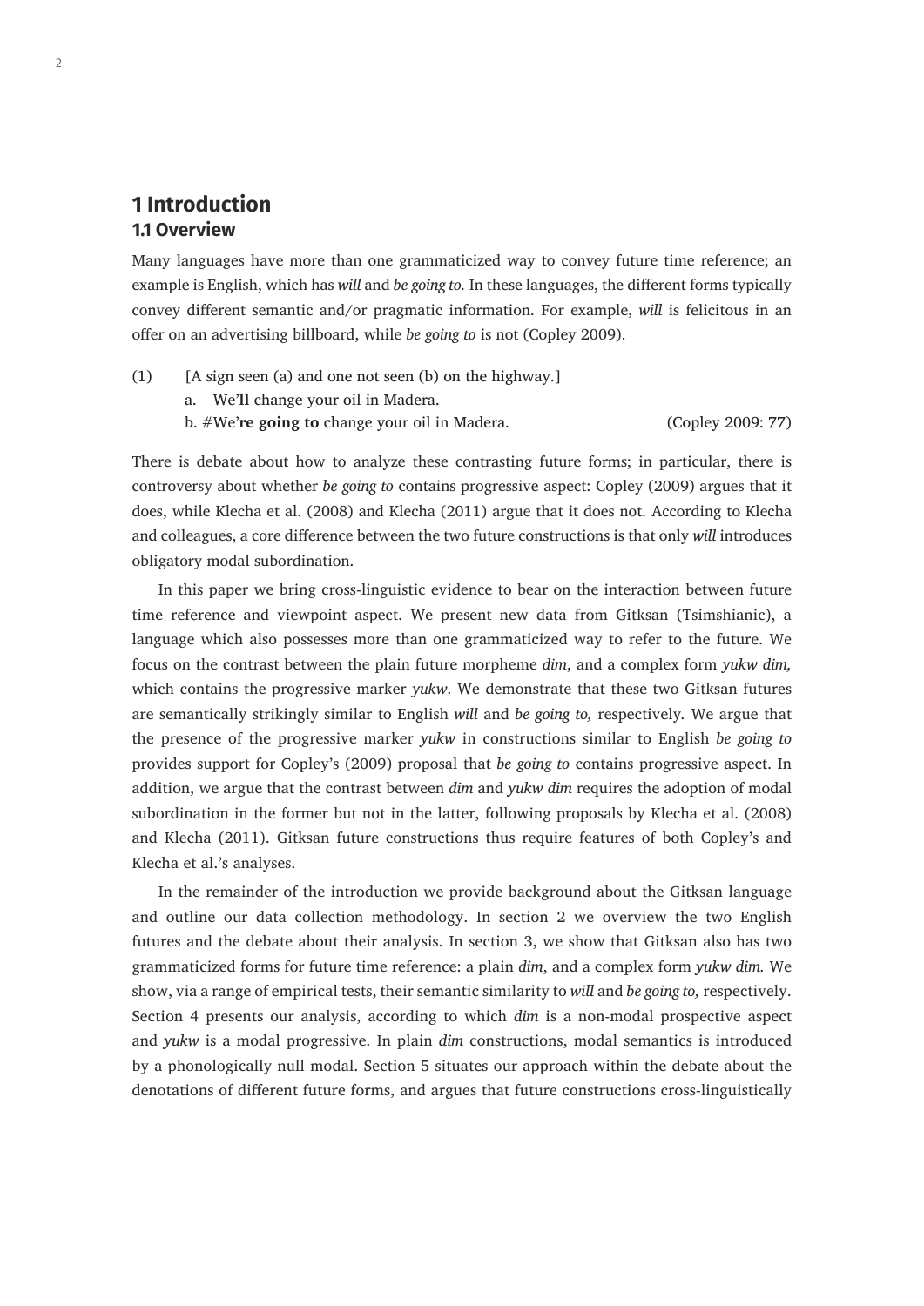# 1 Introduction

## 1.1 Overview

Many languages have more than one grammaticized way to convey future time reference; an example is English, which has *will* and *be going to*. In these languages, the different forms typically convey different semantic and/or pragmatic information. For example, *will* is felicitous in an offer on an advertising billboard, while *be going to* is not (Copley 2009).

(1) [A sign seen (a) and one not seen (b) on the highway.]
  a. We'**ll** change your oil in Madera.
  b. #We'**re going to** change your oil in Madera. (Copley 2009: 77)

There is debate about how to analyze these contrasting future forms; in particular, there is controversy about whether *be going to* contains progressive aspect: Copley (2009) argues that it does, while Klecha et al. (2008) and Klecha (2011) argue that it does not. According to Klecha and colleagues, a core difference between the two future constructions is that only *will* introduces obligatory modal subordination.

In this paper we bring cross-linguistic evidence to bear on the interaction between future time reference and viewpoint aspect. We present new data from Gitksan (Tsimshianic), a language which also possesses more than one grammaticized way to refer to the future. We focus on the contrast between the plain future morpheme *dim*, and a complex form *yukw dim,* which contains the progressive marker *yukw*. We demonstrate that these two Gitksan futures are semantically strikingly similar to English *will* and *be going to,* respectively. We argue that the presence of the progressive marker *yukw* in constructions similar to English *be going to* provides support for Copley's (2009) proposal that *be going to* contains progressive aspect. In addition, we argue that the contrast between *dim* and *yukw dim* requires the adoption of modal subordination in the former but not in the latter, following proposals by Klecha et al. (2008) and Klecha (2011). Gitksan future constructions thus require features of both Copley's and Klecha et al.'s analyses.

In the remainder of the introduction we provide background about the Gitksan language and outline our data collection methodology. In section 2 we overview the two English futures and the debate about their analysis. In section 3, we show that Gitksan also has two grammaticized forms for future time reference: a plain *dim*, and a complex form *yukw dim.* We show, via a range of empirical tests, their semantic similarity to *will* and *be going to,* respectively. Section 4 presents our analysis, according to which *dim* is a non-modal prospective aspect and *yukw* is a modal progressive. In plain *dim* constructions, modal semantics is introduced by a phonologically null modal. Section 5 situates our approach within the debate about the denotations of different future forms, and argues that future constructions cross-linguistically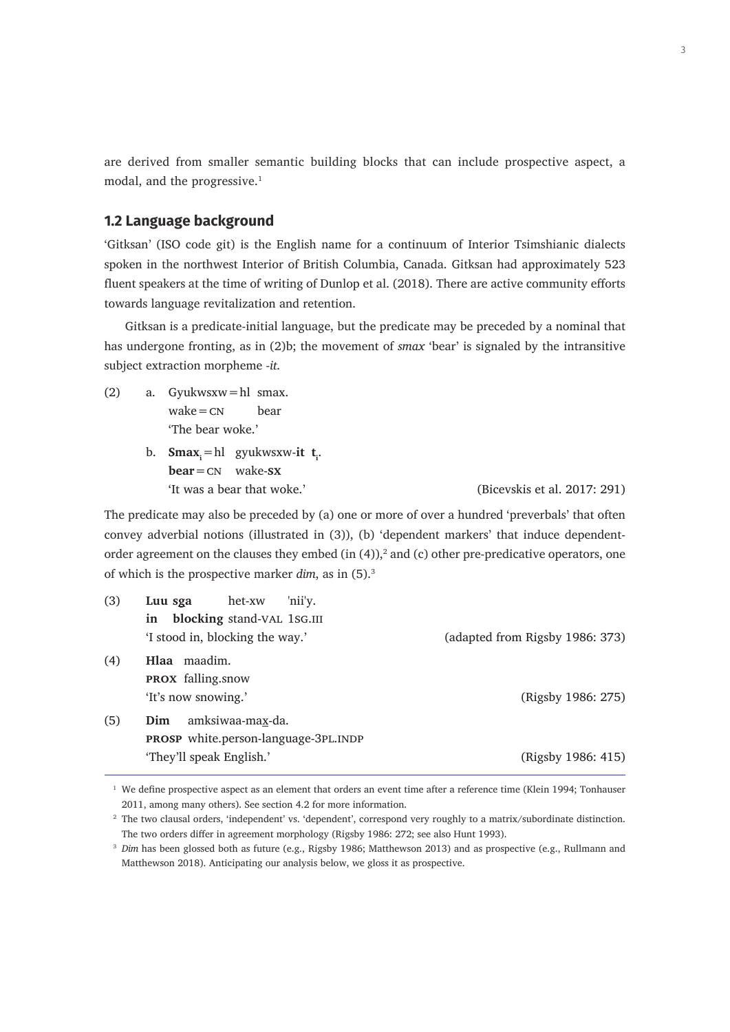are derived from smaller semantic building blocks that can include prospective aspect, a modal, and the progressive.[1]

## 1.2 Language background

'Gitksan' (ISO code git) is the English name for a continuum of Interior Tsimshianic dialects spoken in the northwest Interior of British Columbia, Canada. Gitksan had approximately 523 fluent speakers at the time of writing of Dunlop et al. (2018). There are active community efforts towards language revitalization and retention.

Gitksan is a predicate-initial language, but the predicate may be preceded by a nominal that has undergone fronting, as in (2)b; the movement of *smax* 'bear' is signaled by the intransitive subject extraction morpheme *-it*.

(2) a. Gyukwsxw=hl smax.
   wake=CN bear
   'The bear woke.'

   b. **Smax**$_i$=hl gyukwsxw-**it** **t**$_i$.
   **bear**=CN wake-**SX**
   'It was a bear that woke.' (Bicevskis et al. 2017: 291)

The predicate may also be preceded by (a) one or more of over a hundred 'preverbals' that often convey adverbial notions (illustrated in (3)), (b) 'dependent markers' that induce dependent-order agreement on the clauses they embed (in (4)),[2] and (c) other pre-predicative operators, one of which is the prospective marker *dim*, as in (5).[3]

(3) **Luu sga** het-xw 'nii'y.
   **in blocking** stand-VAL 1SG.III
   'I stood in, blocking the way.' (adapted from Rigsby 1986: 373)

(4) **Hlaa** maadim.
   **PROX** falling.snow
   'It's now snowing.' (Rigsby 1986: 275)

(5) **Dim** amksiwaa-ma<u>x</u>-da.
   **PROSP** white.person-language-3PL.INDP
   'They'll speak English.' (Rigsby 1986: 415)

---

[1] We define prospective aspect as an element that orders an event time after a reference time (Klein 1994; Tonhauser 2011, among many others). See section 4.2 for more information.

[2] The two clausal orders, 'independent' vs. 'dependent', correspond very roughly to a matrix/subordinate distinction. The two orders differ in agreement morphology (Rigsby 1986: 272; see also Hunt 1993).

[3] *Dim* has been glossed both as future (e.g., Rigsby 1986; Matthewson 2013) and as prospective (e.g., Rullmann and Matthewson 2018). Anticipating our analysis below, we gloss it as prospective.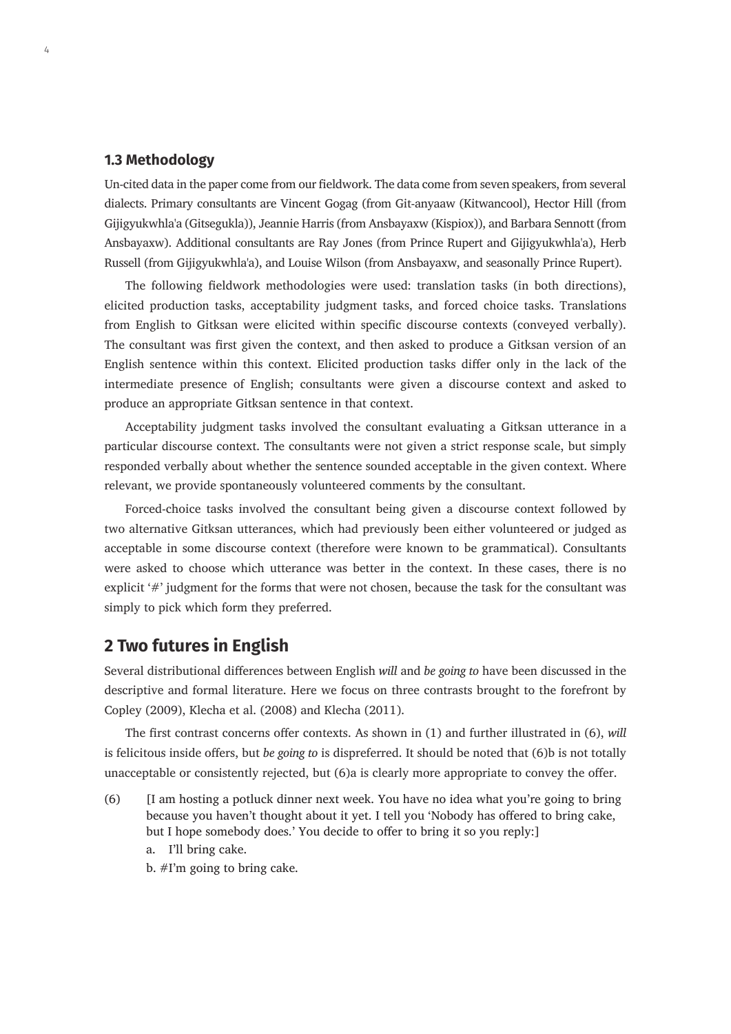### 1.3 Methodology

Un-cited data in the paper come from our fieldwork. The data come from seven speakers, from several dialects. Primary consultants are Vincent Gogag (from Git-anyaaw (Kitwancool), Hector Hill (from Gijigyukwhla'a (Gitsegukla)), Jeannie Harris (from Ansbayaxw (Kispiox)), and Barbara Sennott (from Ansbayaxw). Additional consultants are Ray Jones (from Prince Rupert and Gijigyukwhla'a), Herb Russell (from Gijigyukwhla'a), and Louise Wilson (from Ansbayaxw, and seasonally Prince Rupert).

The following fieldwork methodologies were used: translation tasks (in both directions), elicited production tasks, acceptability judgment tasks, and forced choice tasks. Translations from English to Gitksan were elicited within specific discourse contexts (conveyed verbally). The consultant was first given the context, and then asked to produce a Gitksan version of an English sentence within this context. Elicited production tasks differ only in the lack of the intermediate presence of English; consultants were given a discourse context and asked to produce an appropriate Gitksan sentence in that context.

Acceptability judgment tasks involved the consultant evaluating a Gitksan utterance in a particular discourse context. The consultants were not given a strict response scale, but simply responded verbally about whether the sentence sounded acceptable in the given context. Where relevant, we provide spontaneously volunteered comments by the consultant.

Forced-choice tasks involved the consultant being given a discourse context followed by two alternative Gitksan utterances, which had previously been either volunteered or judged as acceptable in some discourse context (therefore were known to be grammatical). Consultants were asked to choose which utterance was better in the context. In these cases, there is no explicit '#' judgment for the forms that were not chosen, because the task for the consultant was simply to pick which form they preferred.

## 2 Two futures in English

Several distributional differences between English *will* and *be going to* have been discussed in the descriptive and formal literature. Here we focus on three contrasts brought to the forefront by Copley (2009), Klecha et al. (2008) and Klecha (2011).

The first contrast concerns offer contexts. As shown in (1) and further illustrated in (6), *will* is felicitous inside offers, but *be going to* is dispreferred. It should be noted that (6)b is not totally unacceptable or consistently rejected, but (6)a is clearly more appropriate to convey the offer.

(6) [I am hosting a potluck dinner next week. You have no idea what you're going to bring because you haven't thought about it yet. I tell you 'Nobody has offered to bring cake, but I hope somebody does.' You decide to offer to bring it so you reply:]

   a. I'll bring cake.

   b. #I'm going to bring cake.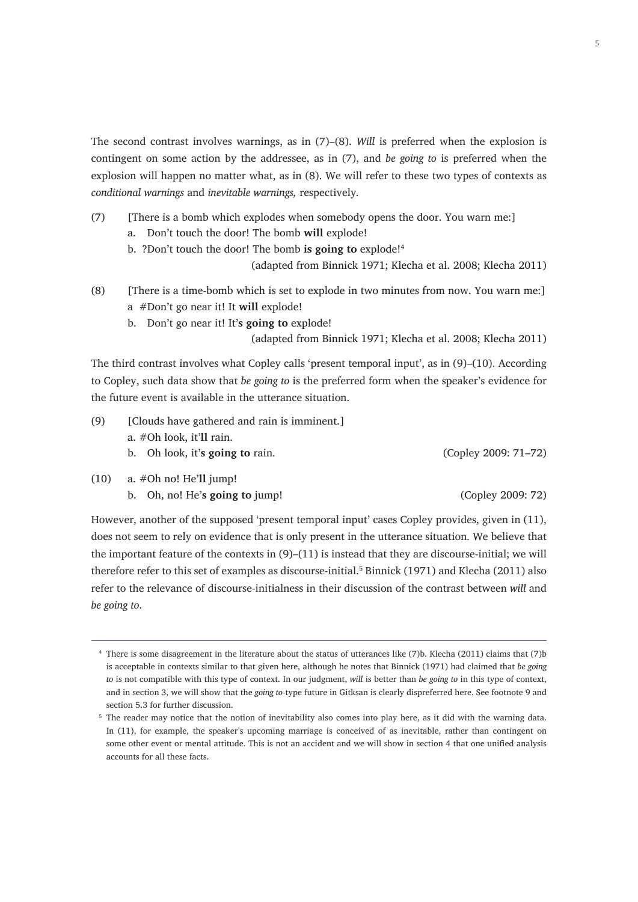The second contrast involves warnings, as in (7)–(8). *Will* is preferred when the explosion is contingent on some action by the addressee, as in (7), and *be going to* is preferred when the explosion will happen no matter what, as in (8). We will refer to these two types of contexts as *conditional warnings* and *inevitable warnings,* respectively.

(7) [There is a bomb which explodes when somebody opens the door. You warn me:]
  a. Don't touch the door! The bomb **will** explode!
  b. ?Don't touch the door! The bomb **is going to** explode![4]
  (adapted from Binnick 1971; Klecha et al. 2008; Klecha 2011)

(8) [There is a time-bomb which is set to explode in two minutes from now. You warn me:]
  a #Don't go near it! It **will** explode!
  b. Don't go near it! It'**s going to** explode!
  (adapted from Binnick 1971; Klecha et al. 2008; Klecha 2011)

The third contrast involves what Copley calls 'present temporal input', as in (9)–(10). According to Copley, such data show that *be going to* is the preferred form when the speaker's evidence for the future event is available in the utterance situation.

(9) [Clouds have gathered and rain is imminent.]
  a. #Oh look, it'**ll** rain.
  b. Oh look, it'**s going to** rain. (Copley 2009: 71–72)

(10) a. #Oh no! He'**ll** jump!
  b. Oh, no! He'**s going to** jump! (Copley 2009: 72)

However, another of the supposed 'present temporal input' cases Copley provides, given in (11), does not seem to rely on evidence that is only present in the utterance situation. We believe that the important feature of the contexts in (9)–(11) is instead that they are discourse-initial; we will therefore refer to this set of examples as discourse-initial.[5] Binnick (1971) and Klecha (2011) also refer to the relevance of discourse-initialness in their discussion of the contrast between *will* and *be going to*.

---

[4] There is some disagreement in the literature about the status of utterances like (7)b. Klecha (2011) claims that (7)b is acceptable in contexts similar to that given here, although he notes that Binnick (1971) had claimed that *be going to* is not compatible with this type of context. In our judgment, *will* is better than *be going to* in this type of context, and in section 3, we will show that the *going to*-type future in Gitksan is clearly dispreferred here. See footnote 9 and section 5.3 for further discussion.

[5] The reader may notice that the notion of inevitability also comes into play here, as it did with the warning data. In (11), for example, the speaker's upcoming marriage is conceived of as inevitable, rather than contingent on some other event or mental attitude. This is not an accident and we will show in section 4 that one unified analysis accounts for all these facts.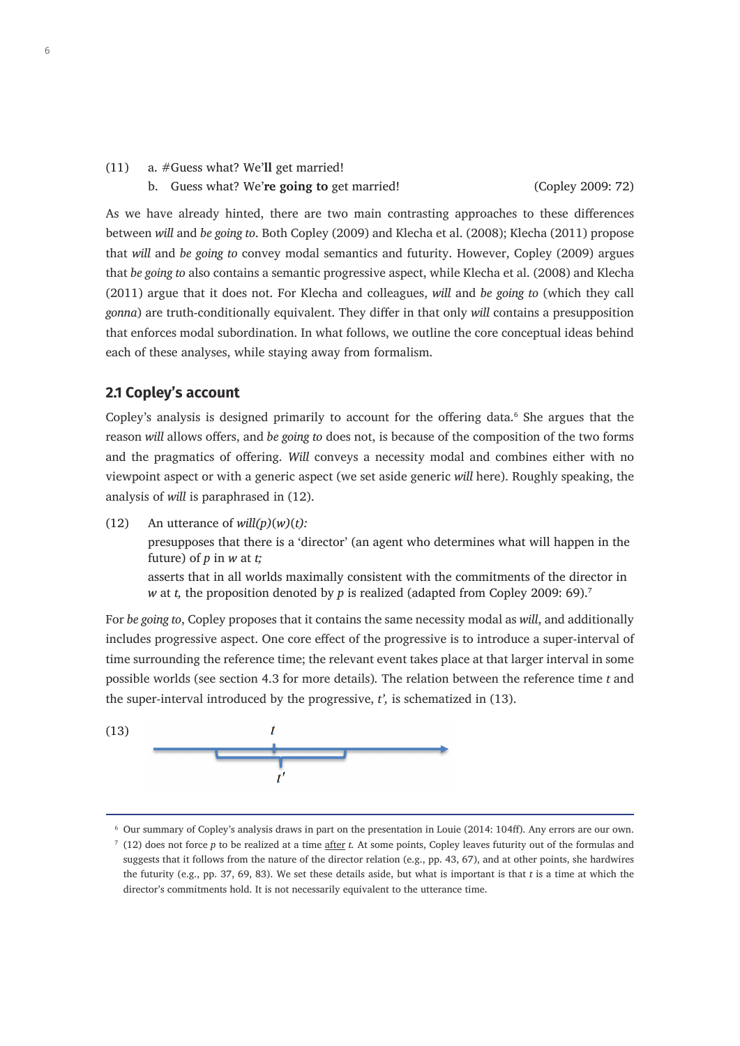(11) a. #Guess what? We'**ll** get married!
b. Guess what? We'**re going to** get married! (Copley 2009: 72)

As we have already hinted, there are two main contrasting approaches to these differences between *will* and *be going to*. Both Copley (2009) and Klecha et al. (2008); Klecha (2011) propose that *will* and *be going to* convey modal semantics and futurity. However, Copley (2009) argues that *be going to* also contains a semantic progressive aspect, while Klecha et al. (2008) and Klecha (2011) argue that it does not. For Klecha and colleagues, *will* and *be going to* (which they call *gonna*) are truth-conditionally equivalent. They differ in that only *will* contains a presupposition that enforces modal subordination. In what follows, we outline the core conceptual ideas behind each of these analyses, while staying away from formalism.

## 2.1 Copley's account

Copley's analysis is designed primarily to account for the offering data.[6] She argues that the reason *will* allows offers, and *be going to* does not, is because of the composition of the two forms and the pragmatics of offering. *Will* conveys a necessity modal and combines either with no viewpoint aspect or with a generic aspect (we set aside generic *will* here). Roughly speaking, the analysis of *will* is paraphrased in (12).

(12) An utterance of *will(p)(w)(t):*
presupposes that there is a 'director' (an agent who determines what will happen in the future) of *p* in *w* at *t;*
asserts that in all worlds maximally consistent with the commitments of the director in *w* at *t,* the proposition denoted by *p* is realized (adapted from Copley 2009: 69).[7]

For *be going to*, Copley proposes that it contains the same necessity modal as *will*, and additionally includes progressive aspect. One core effect of the progressive is to introduce a super-interval of time surrounding the reference time; the relevant event takes place at that larger interval in some possible worlds (see section 4.3 for more details). The relation between the reference time *t* and the super-interval introduced by the progressive, *t'*, is schematized in (13).

(13)

---

[6] Our summary of Copley's analysis draws in part on the presentation in Louie (2014: 104ff). Any errors are our own.

[7] (12) does not force *p* to be realized at a time after *t.* At some points, Copley leaves futurity out of the formulas and suggests that it follows from the nature of the director relation (e.g., pp. 43, 67), and at other points, she hardwires the futurity (e.g., pp. 37, 69, 83). We set these details aside, but what is important is that *t* is a time at which the director's commitments hold. It is not necessarily equivalent to the utterance time.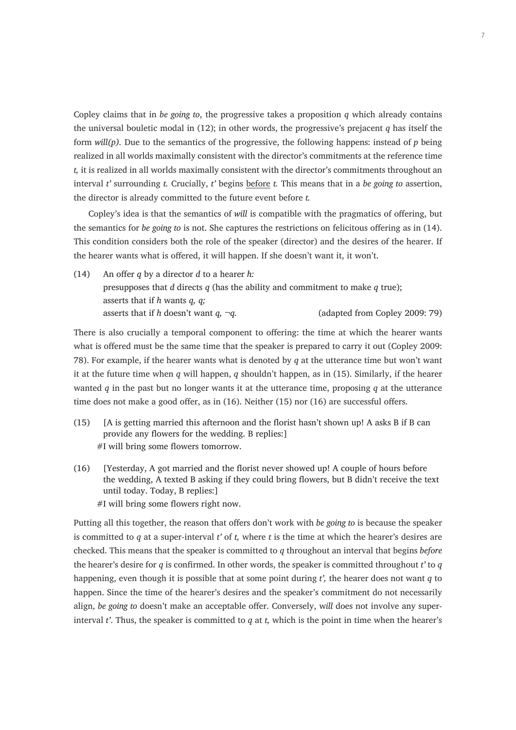Copley claims that in *be going to*, the progressive takes a proposition *q* which already contains the universal bouletic modal in (12); in other words, the progressive's prejacent *q* has itself the form *will(p)*. Due to the semantics of the progressive, the following happens: instead of *p* being realized in all worlds maximally consistent with the director's commitments at the reference time *t,* it is realized in all worlds maximally consistent with the director's commitments throughout an interval *t'* surrounding *t.* Crucially, *t'* begins <u>before</u> *t.* This means that in a *be going to* assertion, the director is already committed to the future event before *t.*

Copley's idea is that the semantics of *will* is compatible with the pragmatics of offering, but the semantics for *be going to* is not. She captures the restrictions on felicitous offering as in (14). This condition considers both the role of the speaker (director) and the desires of the hearer. If the hearer wants what is offered, it will happen. If she doesn't want it, it won't.

(14) An offer *q* by a director *d* to a hearer *h:*
presupposes that *d* directs *q* (has the ability and commitment to make *q* true);
asserts that if *h* wants *q, q;*
asserts that if *h* doesn't want *q,* $\neg q$. (adapted from Copley 2009: 79)

There is also crucially a temporal component to offering: the time at which the hearer wants what is offered must be the same time that the speaker is prepared to carry it out (Copley 2009: 78). For example, if the hearer wants what is denoted by *q* at the utterance time but won't want it at the future time when *q* will happen, *q* shouldn't happen, as in (15). Similarly, if the hearer wanted *q* in the past but no longer wants it at the utterance time, proposing *q* at the utterance time does not make a good offer, as in (16). Neither (15) nor (16) are successful offers.

(15) [A is getting married this afternoon and the florist hasn't shown up! A asks B if B can provide any flowers for the wedding. B replies:]
#I will bring some flowers tomorrow.

(16) [Yesterday, A got married and the florist never showed up! A couple of hours before the wedding, A texted B asking if they could bring flowers, but B didn't receive the text until today. Today, B replies:]
#I will bring some flowers right now.

Putting all this together, the reason that offers don't work with *be going to* is because the speaker is committed to *q* at a super-interval *t'* of *t,* where *t* is the time at which the hearer's desires are checked. This means that the speaker is committed to *q* throughout an interval that begins *before* the hearer's desire for *q* is confirmed. In other words, the speaker is committed throughout *t'* to *q* happening, even though it is possible that at some point during *t',* the hearer does not want *q* to happen. Since the time of the hearer's desires and the speaker's commitment do not necessarily align, *be going to* doesn't make an acceptable offer. Conversely, w*ill* does not involve any super-interval *t'*. Thus, the speaker is committed to *q* at *t,* which is the point in time when the hearer's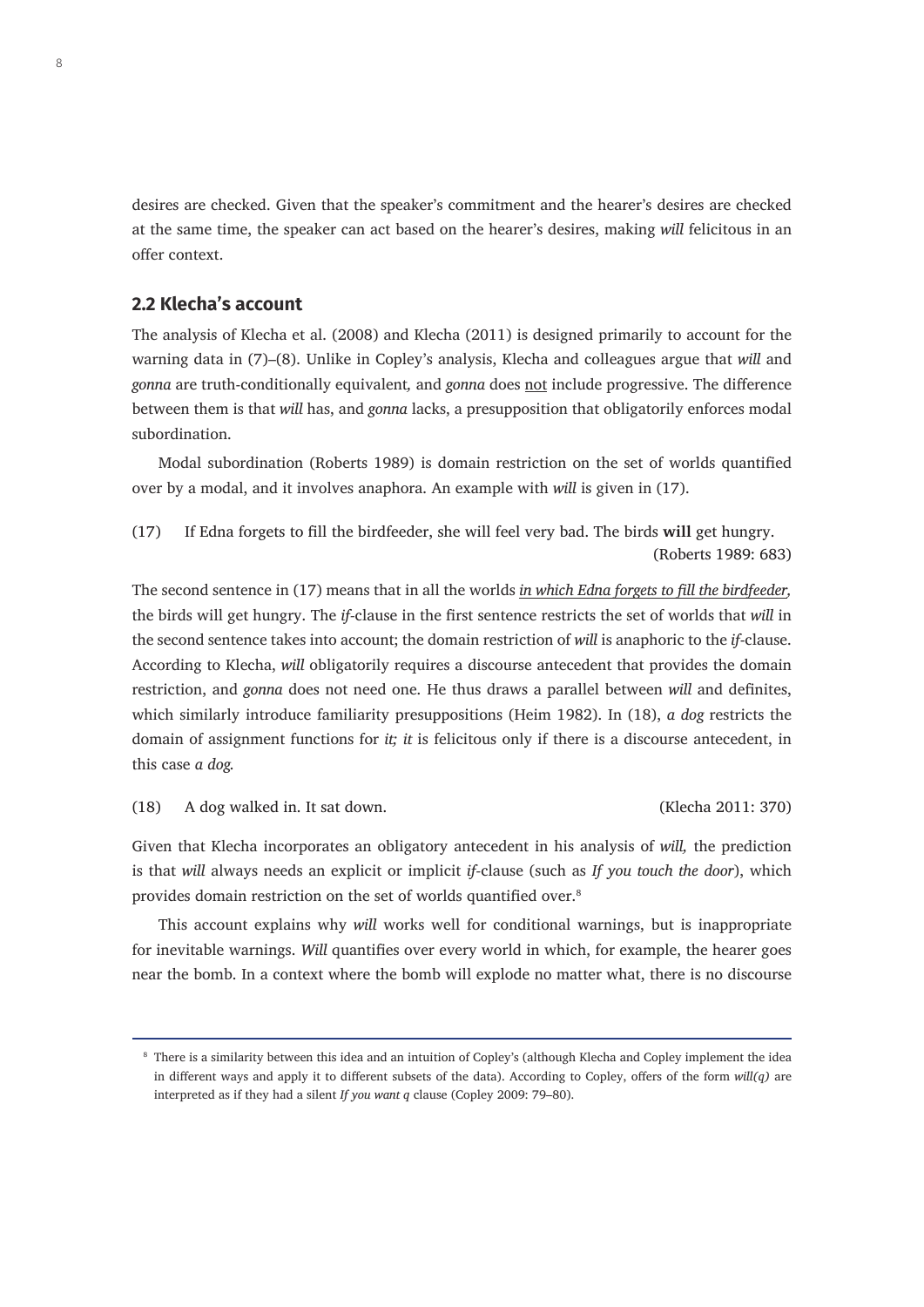desires are checked. Given that the speaker's commitment and the hearer's desires are checked at the same time, the speaker can act based on the hearer's desires, making *will* felicitous in an offer context.

## 2.2 Klecha's account

The analysis of Klecha et al. (2008) and Klecha (2011) is designed primarily to account for the warning data in (7)–(8). Unlike in Copley's analysis, Klecha and colleagues argue that *will* and *gonna* are truth-conditionally equivalent, and *gonna* does <u>not</u> include progressive. The difference between them is that *will* has, and *gonna* lacks, a presupposition that obligatorily enforces modal subordination.

Modal subordination (Roberts 1989) is domain restriction on the set of worlds quantified over by a modal, and it involves anaphora. An example with *will* is given in (17).

(17) If Edna forgets to fill the birdfeeder, she will feel very bad. The birds **will** get hungry. (Roberts 1989: 683)

The second sentence in (17) means that in all the worlds <u>*in which Edna forgets to fill the birdfeeder,*</u> the birds will get hungry. The *if*-clause in the first sentence restricts the set of worlds that *will* in the second sentence takes into account; the domain restriction of *will* is anaphoric to the *if*-clause. According to Klecha, *will* obligatorily requires a discourse antecedent that provides the domain restriction, and *gonna* does not need one. He thus draws a parallel between *will* and definites, which similarly introduce familiarity presuppositions (Heim 1982). In (18), *a dog* restricts the domain of assignment functions for *it; it* is felicitous only if there is a discourse antecedent, in this case *a dog.*

(18) A dog walked in. It sat down. (Klecha 2011: 370)

Given that Klecha incorporates an obligatory antecedent in his analysis of *will,* the prediction is that *will* always needs an explicit or implicit *if*-clause (such as *If you touch the door*), which provides domain restriction on the set of worlds quantified over.[8]

This account explains why *will* works well for conditional warnings, but is inappropriate for inevitable warnings. *Will* quantifies over every world in which, for example, the hearer goes near the bomb. In a context where the bomb will explode no matter what, there is no discourse

---

[8] There is a similarity between this idea and an intuition of Copley's (although Klecha and Copley implement the idea in different ways and apply it to different subsets of the data). According to Copley, offers of the form *will(q)* are interpreted as if they had a silent *If you want q* clause (Copley 2009: 79–80).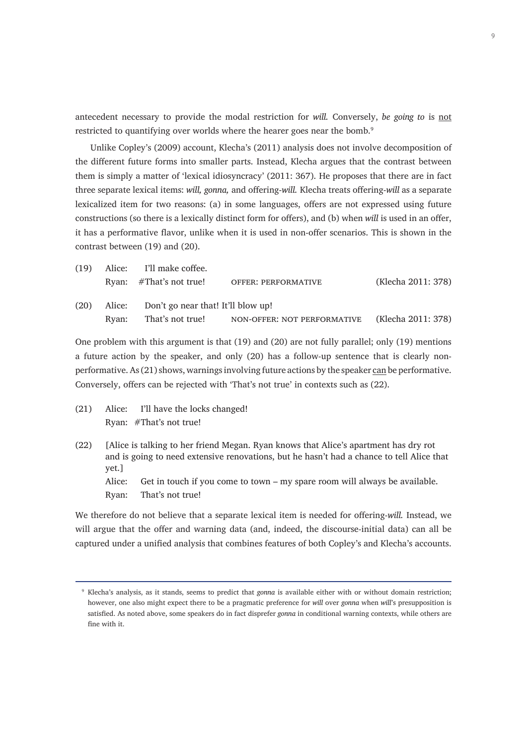antecedent necessary to provide the modal restriction for *will.* Conversely, *be going to* is <u>not</u> restricted to quantifying over worlds where the hearer goes near the bomb.[9]

Unlike Copley's (2009) account, Klecha's (2011) analysis does not involve decomposition of the different future forms into smaller parts. Instead, Klecha argues that the contrast between them is simply a matter of 'lexical idiosyncracy' (2011: 367). He proposes that there are in fact three separate lexical items: *will, gonna,* and offering-*will.* Klecha treats offering-*will* as a separate lexicalized item for two reasons: (a) in some languages, offers are not expressed using future constructions (so there is a lexically distinct form for offers), and (b) when *will* is used in an offer, it has a performative flavor, unlike when it is used in non-offer scenarios. This is shown in the contrast between (19) and (20).

(19) Alice: I'll make coffee.
  Ryan: #That's not true!  OFFER: PERFORMATIVE  (Klecha 2011: 378)

(20) Alice: Don't go near that! It'll blow up!
  Ryan: That's not true!  NON-OFFER: NOT PERFORMATIVE  (Klecha 2011: 378)

One problem with this argument is that (19) and (20) are not fully parallel; only (19) mentions a future action by the speaker, and only (20) has a follow-up sentence that is clearly non-performative. As (21) shows, warnings involving future actions by the speaker <u>can</u> be performative. Conversely, offers can be rejected with 'That's not true' in contexts such as (22).

(21) Alice: I'll have the locks changed!
  Ryan: #That's not true!

(22) [Alice is talking to her friend Megan. Ryan knows that Alice's apartment has dry rot and is going to need extensive renovations, but he hasn't had a chance to tell Alice that yet.]
  Alice: Get in touch if you come to town – my spare room will always be available.
  Ryan: That's not true!

We therefore do not believe that a separate lexical item is needed for offering-*will.* Instead, we will argue that the offer and warning data (and, indeed, the discourse-initial data) can all be captured under a unified analysis that combines features of both Copley's and Klecha's accounts.

[9] Klecha's analysis, as it stands, seems to predict that *gonna* is available either with or without domain restriction; however, one also might expect there to be a pragmatic preference for *will* over *gonna* when *will*'s presupposition is satisfied. As noted above, some speakers do in fact disprefer *gonna* in conditional warning contexts, while others are fine with it.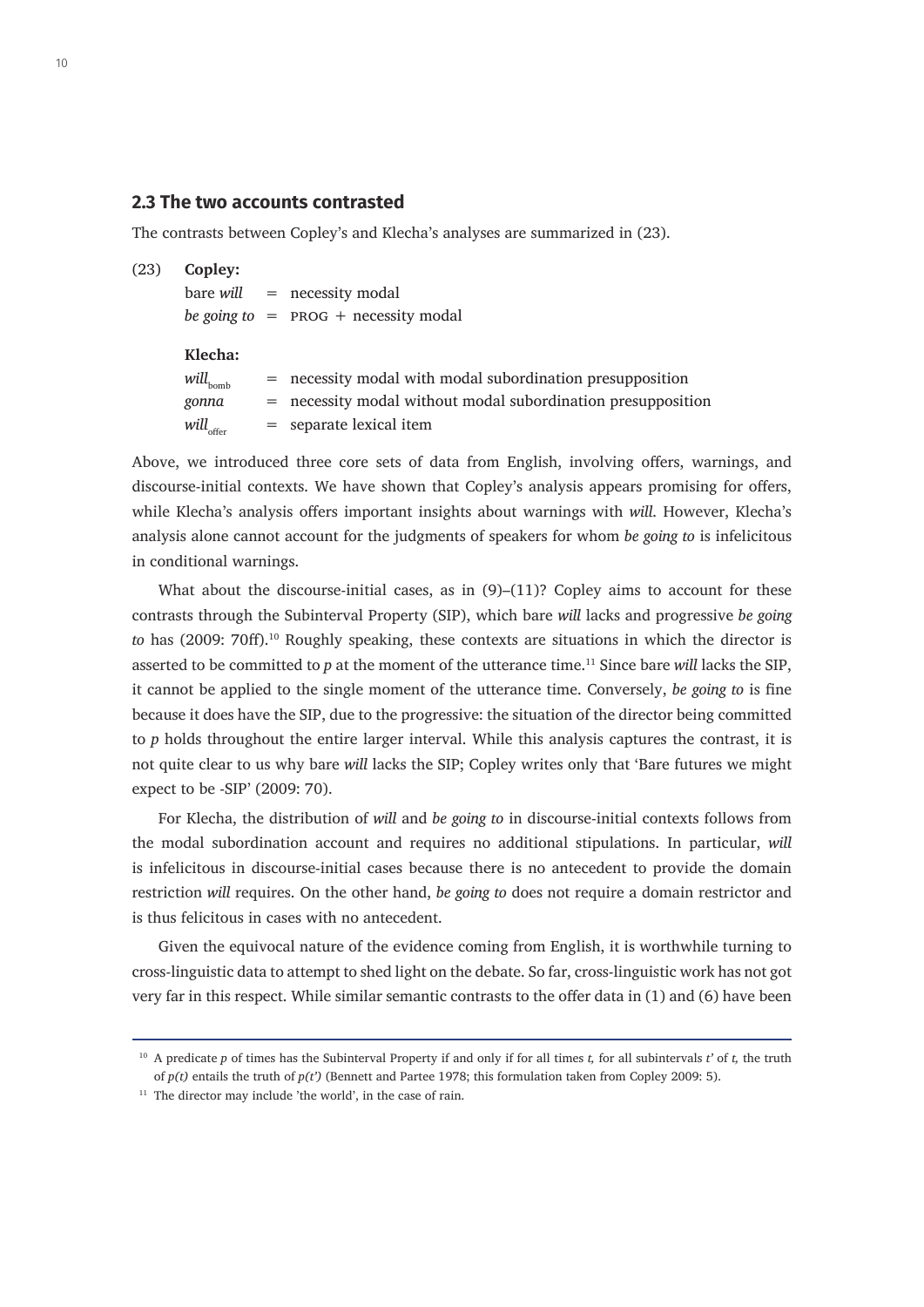## 2.3 The two accounts contrasted

The contrasts between Copley's and Klecha's analyses are summarized in (23).

(23) **Copley:**

| | | |
|---|---|---|
| bare *will* | = | necessity modal |
| *be going to* | = | PROG + necessity modal |

**Klecha:**

| | | |
|---|---|---|
| $\textit{will}_{\text{bomb}}$ | = | necessity modal with modal subordination presupposition |
| *gonna* | = | necessity modal without modal subordination presupposition |
| $\textit{will}_{\text{offer}}$ | = | separate lexical item |

Above, we introduced three core sets of data from English, involving offers, warnings, and discourse-initial contexts. We have shown that Copley's analysis appears promising for offers, while Klecha's analysis offers important insights about warnings with *will*. However, Klecha's analysis alone cannot account for the judgments of speakers for whom *be going to* is infelicitous in conditional warnings.

What about the discourse-initial cases, as in (9)–(11)? Copley aims to account for these contrasts through the Subinterval Property (SIP), which bare *will* lacks and progressive *be going to* has (2009: 70ff).[10] Roughly speaking, these contexts are situations in which the director is asserted to be committed to *p* at the moment of the utterance time.[11] Since bare *will* lacks the SIP, it cannot be applied to the single moment of the utterance time. Conversely, *be going to* is fine because it does have the SIP, due to the progressive: the situation of the director being committed to *p* holds throughout the entire larger interval. While this analysis captures the contrast, it is not quite clear to us why bare *will* lacks the SIP; Copley writes only that 'Bare futures we might expect to be -SIP' (2009: 70).

For Klecha, the distribution of *will* and *be going to* in discourse-initial contexts follows from the modal subordination account and requires no additional stipulations. In particular, *will* is infelicitous in discourse-initial cases because there is no antecedent to provide the domain restriction *will* requires. On the other hand, *be going to* does not require a domain restrictor and is thus felicitous in cases with no antecedent.

Given the equivocal nature of the evidence coming from English, it is worthwhile turning to cross-linguistic data to attempt to shed light on the debate. So far, cross-linguistic work has not got very far in this respect. While similar semantic contrasts to the offer data in (1) and (6) have been

---

[10] A predicate *p* of times has the Subinterval Property if and only if for all times *t*, for all subintervals *t'* of *t*, the truth of *p(t)* entails the truth of *p(t')* (Bennett and Partee 1978; this formulation taken from Copley 2009: 5).

[11] The director may include 'the world', in the case of rain.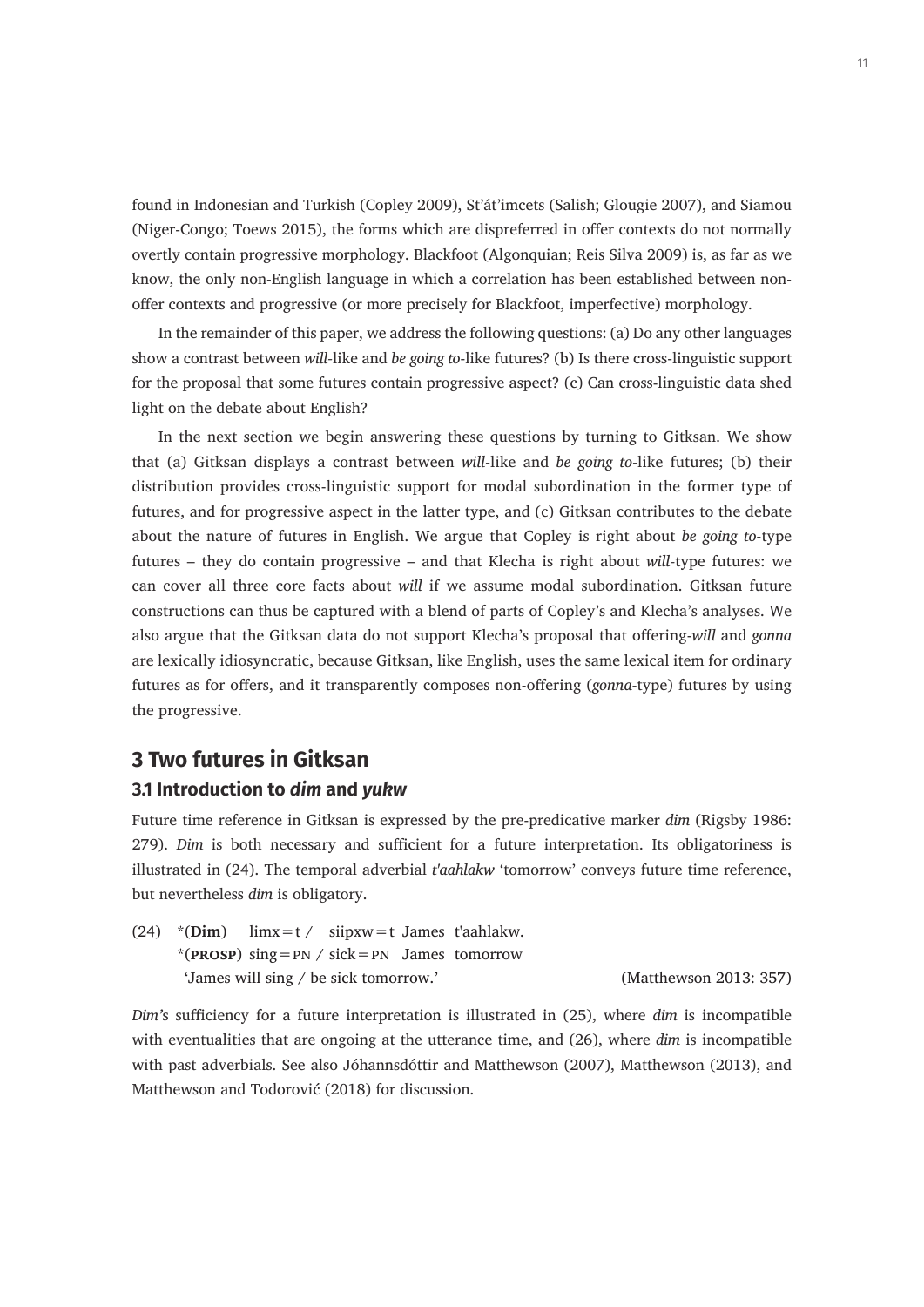found in Indonesian and Turkish (Copley 2009), St'át'imcets (Salish; Glougie 2007), and Siamou (Niger-Congo; Toews 2015), the forms which are dispreferred in offer contexts do not normally overtly contain progressive morphology. Blackfoot (Algonquian; Reis Silva 2009) is, as far as we know, the only non-English language in which a correlation has been established between non-offer contexts and progressive (or more precisely for Blackfoot, imperfective) morphology.

In the remainder of this paper, we address the following questions: (a) Do any other languages show a contrast between *will*-like and *be going to*-like futures? (b) Is there cross-linguistic support for the proposal that some futures contain progressive aspect? (c) Can cross-linguistic data shed light on the debate about English?

In the next section we begin answering these questions by turning to Gitksan. We show that (a) Gitksan displays a contrast between *will*-like and *be going to*-like futures; (b) their distribution provides cross-linguistic support for modal subordination in the former type of futures, and for progressive aspect in the latter type, and (c) Gitksan contributes to the debate about the nature of futures in English. We argue that Copley is right about *be going to*-type futures – they do contain progressive – and that Klecha is right about *will*-type futures: we can cover all three core facts about *will* if we assume modal subordination. Gitksan future constructions can thus be captured with a blend of parts of Copley's and Klecha's analyses. We also argue that the Gitksan data do not support Klecha's proposal that offering-*will* and *gonna* are lexically idiosyncratic, because Gitksan, like English, uses the same lexical item for ordinary futures as for offers, and it transparently composes non-offering (*gonna*-type) futures by using the progressive.

## 3 Two futures in Gitksan

### 3.1 Introduction to *dim* and *yukw*

Future time reference in Gitksan is expressed by the pre-predicative marker *dim* (Rigsby 1986: 279). *Dim* is both necessary and sufficient for a future interpretation. Its obligatoriness is illustrated in (24). The temporal adverbial *t'aahlakw* 'tomorrow' conveys future time reference, but nevertheless *dim* is obligatory.

(24) *(**Dim**) limx=t / siipxw=t James t'aahlakw.
*(PROSP) sing=PN / sick=PN James tomorrow
'James will sing / be sick tomorrow.' (Matthewson 2013: 357)

*Dim's* sufficiency for a future interpretation is illustrated in (25), where *dim* is incompatible with eventualities that are ongoing at the utterance time, and (26), where *dim* is incompatible with past adverbials. See also Jóhannsdóttir and Matthewson (2007), Matthewson (2013), and Matthewson and Todorović (2018) for discussion.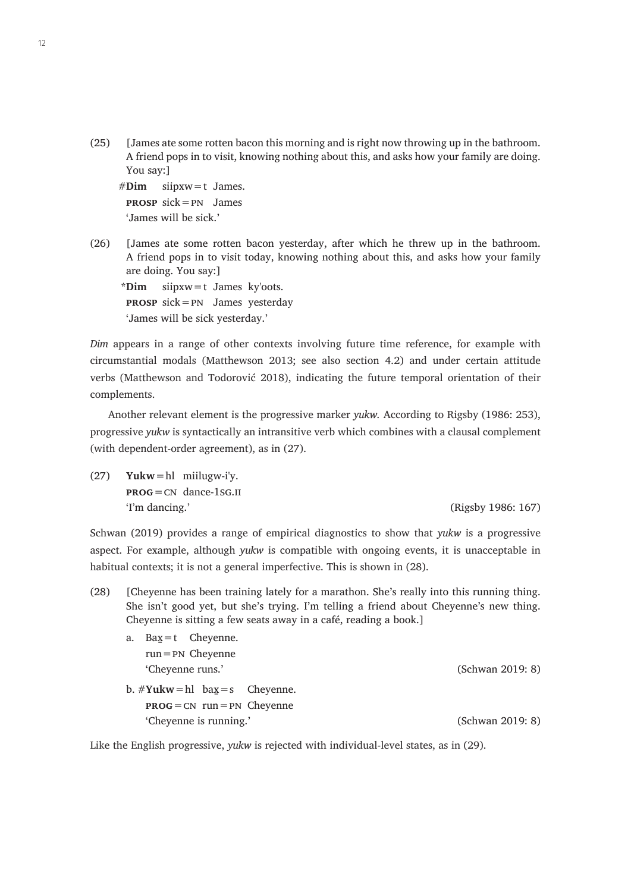(25) [James ate some rotten bacon this morning and is right now throwing up in the bathroom. A friend pops in to visit, knowing nothing about this, and asks how your family are doing. You say:]

 #**Dim** siipxw = t James.
 PROSP sick = PN James
 'James will be sick.'

(26) [James ate some rotten bacon yesterday, after which he threw up in the bathroom. A friend pops in to visit today, knowing nothing about this, and asks how your family are doing. You say:]

 *​**Dim** siipxw = t James ky'oots.
 PROSP sick = PN James yesterday
 'James will be sick yesterday.'

*Dim* appears in a range of other contexts involving future time reference, for example with circumstantial modals (Matthewson 2013; see also section 4.2) and under certain attitude verbs (Matthewson and Todorović 2018), indicating the future temporal orientation of their complements.

Another relevant element is the progressive marker *yukw*. According to Rigsby (1986: 253), progressive *yukw* is syntactically an intransitive verb which combines with a clausal complement (with dependent-order agreement), as in (27).

(27) **Yukw** = hl miilugw-i'y.
 PROG = CN dance-1SG.II
 'I'm dancing.' (Rigsby 1986: 167)

Schwan (2019) provides a range of empirical diagnostics to show that *yukw* is a progressive aspect. For example, although *yukw* is compatible with ongoing events, it is unacceptable in habitual contexts; it is not a general imperfective. This is shown in (28).

(28) [Cheyenne has been training lately for a marathon. She's really into this running thing. She isn't good yet, but she's trying. I'm telling a friend about Cheyenne's new thing. Cheyenne is sitting a few seats away in a café, reading a book.]

 a. Ba<u>x</u> = t Cheyenne.
 run = PN Cheyenne
 'Cheyenne runs.' (Schwan 2019: 8)

 b. #**Yukw** = hl ba<u>x</u> = s Cheyenne.
 PROG = CN run = PN Cheyenne
 'Cheyenne is running.' (Schwan 2019: 8)

Like the English progressive, *yukw* is rejected with individual-level states, as in (29).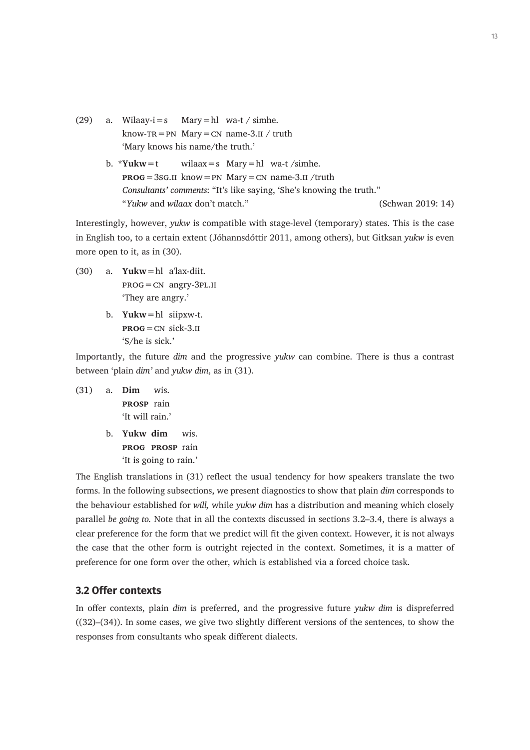(29) a. Wilaay-i=s Mary=hl wa-t / simhe.
know-TR=PN Mary=CN name-3.II / truth
'Mary knows his name/the truth.'

b. \***Yukw**=t wilaax=s Mary=hl wa-t /simhe.
**PROG**=3SG.II know=PN Mary=CN name-3.II /truth
*Consultants' comments*: "It's like saying, 'She's knowing the truth.'
"*Yukw* and *wilaax* don't match." (Schwan 2019: 14)

Interestingly, however, *yukw* is compatible with stage-level (temporary) states. This is the case in English too, to a certain extent (Jóhannsdóttir 2011, among others), but Gitksan *yukw* is even more open to it, as in (30).

(30) a. **Yukw**=hl a'lax-diit.
PROG=CN angry-3PL.II
'They are angry.'

b. **Yukw**=hl siipxw-t.
**PROG**=CN sick-3.II
'S/he is sick.'

Importantly, the future *dim* and the progressive *yukw* can combine. There is thus a contrast between 'plain *dim'* and *yukw dim*, as in (31).

(31) a. **Dim** wis.
**PROSP** rain
'It will rain.'

b. **Yukw dim** wis.
**PROG PROSP** rain
'It is going to rain.'

The English translations in (31) reflect the usual tendency for how speakers translate the two forms. In the following subsections, we present diagnostics to show that plain *dim* corresponds to the behaviour established for *will,* while *yukw dim* has a distribution and meaning which closely parallel *be going to*. Note that in all the contexts discussed in sections 3.2–3.4, there is always a clear preference for the form that we predict will fit the given context. However, it is not always the case that the other form is outright rejected in the context. Sometimes, it is a matter of preference for one form over the other, which is established via a forced choice task.

## 3.2 Offer contexts

In offer contexts, plain *dim* is preferred, and the progressive future *yukw dim* is dispreferred ((32)–(34)). In some cases, we give two slightly different versions of the sentences, to show the responses from consultants who speak different dialects.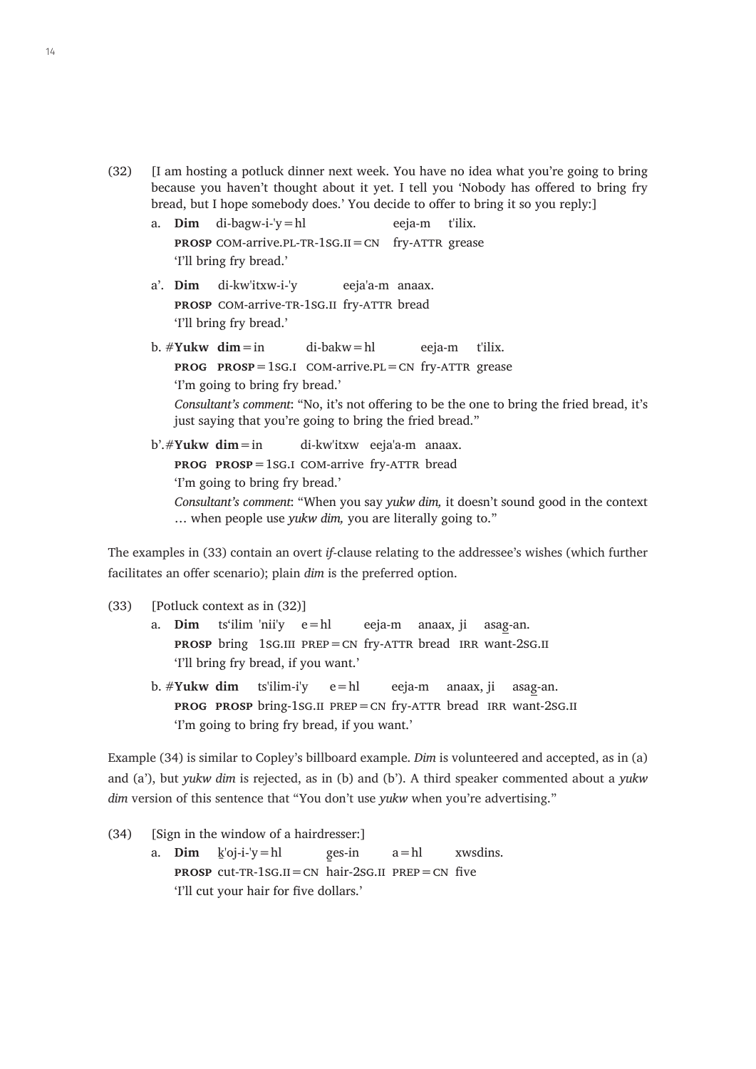(32) [I am hosting a potluck dinner next week. You have no idea what you're going to bring because you haven't thought about it yet. I tell you 'Nobody has offered to bring fry bread, but I hope somebody does.' You decide to offer to bring it so you reply:]

a. **Dim** di-bagw-i-'y=hl eeja-m t'ilix.
**PROSP** COM-arrive.PL-TR-1SG.II=CN fry-ATTR grease
'I'll bring fry bread.'

a'. **Dim** di-kw'itxw-i-'y eeja'a-m anaax.
**PROSP** COM-arrive-TR-1SG.II fry-ATTR bread
'I'll bring fry bread.'

b. #**Yukw dim**=in di-bakw=hl eeja-m t'ilix.
**PROG PROSP**=1SG.I COM-arrive.PL=CN fry-ATTR grease
'I'm going to bring fry bread.'
*Consultant's comment*: "No, it's not offering to be the one to bring the fried bread, it's just saying that you're going to bring the fried bread."

b'.#**Yukw dim**=in di-kw'itxw eeja'a-m anaax.
**PROG PROSP**=1SG.I COM-arrive fry-ATTR bread
'I'm going to bring fry bread.'
*Consultant's comment*: "When you say *yukw dim,* it doesn't sound good in the context … when people use *yukw dim,* you are literally going to."

The examples in (33) contain an overt *if*-clause relating to the addressee's wishes (which further facilitates an offer scenario); plain *dim* is the preferred option.

(33) [Potluck context as in (32)]

a. **Dim** ts'ilim 'nii'y e=hl eeja-m anaax, ji asag̱-an.
**PROSP** bring 1SG.III PREP=CN fry-ATTR bread IRR want-2SG.II
'I'll bring fry bread, if you want.'

b. #**Yukw dim** ts'ilim-i'y e=hl eeja-m anaax, ji asag̱-an.
**PROG PROSP** bring-1SG.II PREP=CN fry-ATTR bread IRR want-2SG.II
'I'm going to bring fry bread, if you want.'

Example (34) is similar to Copley's billboard example. *Dim* is volunteered and accepted, as in (a) and (a'), but *yukw dim* is rejected, as in (b) and (b'). A third speaker commented about a *yukw dim* version of this sentence that "You don't use *yukw* when you're advertising."

(34) [Sign in the window of a hairdresser:]

a. **Dim** k̲'oj-i-'y=hl g̱es-in a=hl xwsdins.
**PROSP** cut-TR-1SG.II=CN hair-2SG.II PREP=CN five
'I'll cut your hair for five dollars.'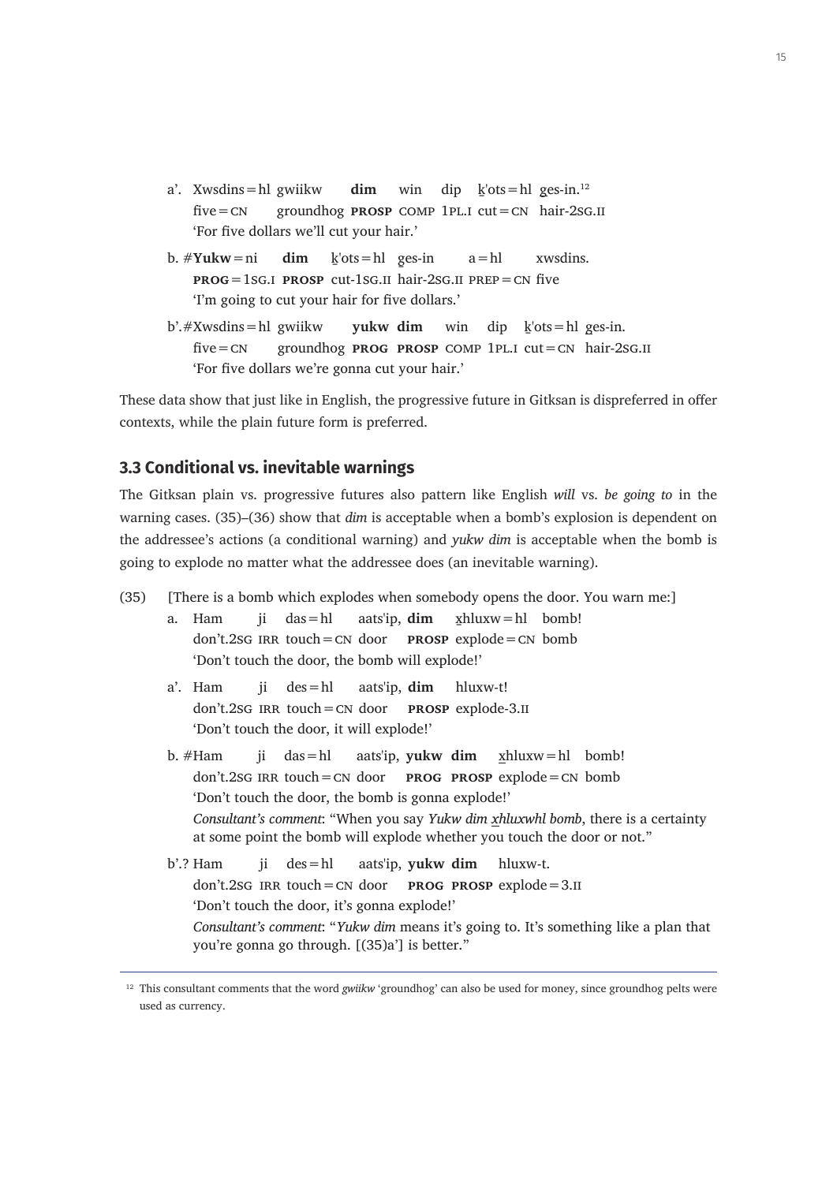a'. Xwsdins=hl gwiikw **dim** win dip k̲'ots=hl g̲es-in.[12]
five=CN groundhog **PROSP** COMP 1PL.I cut=CN hair-2SG.II
'For five dollars we'll cut your hair.'

b. #**Yukw**=ni **dim** k̲'ots=hl g̲es-in a=hl xwsdins.
**PROG**=1SG.I **PROSP** cut-1SG.II hair-2SG.II PREP=CN five
'I'm going to cut your hair for five dollars.'

b'. #Xwsdins=hl gwiikw **yukw dim** win dip k̲'ots=hl g̲es-in.
five=CN groundhog **PROG PROSP** COMP 1PL.I cut=CN hair-2SG.II
'For five dollars we're gonna cut your hair.'

These data show that just like in English, the progressive future in Gitksan is dispreferred in offer contexts, while the plain future form is preferred.

## 3.3 Conditional vs. inevitable warnings

The Gitksan plain vs. progressive futures also pattern like English *will* vs. *be going to* in the warning cases. (35)–(36) show that *dim* is acceptable when a bomb's explosion is dependent on the addressee's actions (a conditional warning) and *yukw dim* is acceptable when the bomb is going to explode no matter what the addressee does (an inevitable warning).

(35) [There is a bomb which explodes when somebody opens the door. You warn me:]

a. Ham ji das=hl aats'ip, **dim** x̲hluxw=hl bomb!
don't.2SG IRR touch=CN door **PROSP** explode=CN bomb
'Don't touch the door, the bomb will explode!'

a'. Ham ji des=hl aats'ip, **dim** hluxw-t!
don't.2SG IRR touch=CN door **PROSP** explode-3.II
'Don't touch the door, it will explode!'

b. #Ham ji das=hl aats'ip, **yukw dim** x̲hluxw=hl bomb!
don't.2SG IRR touch=CN door **PROG PROSP** explode=CN bomb
'Don't touch the door, the bomb is gonna explode!'
*Consultant's comment*: "When you say *Yukw dim x̲hluxwhl bomb*, there is a certainty at some point the bomb will explode whether you touch the door or not."

b'. ? Ham ji des=hl aats'ip, **yukw dim** hluxw-t.
don't.2SG IRR touch=CN door **PROG PROSP** explode=3.II
'Don't touch the door, it's gonna explode!'
*Consultant's comment*: "*Yukw dim* means it's going to. It's something like a plan that you're gonna go through. [(35)a'] is better."

---

[12] This consultant comments that the word *gwiikw* 'groundhog' can also be used for money, since groundhog pelts were used as currency.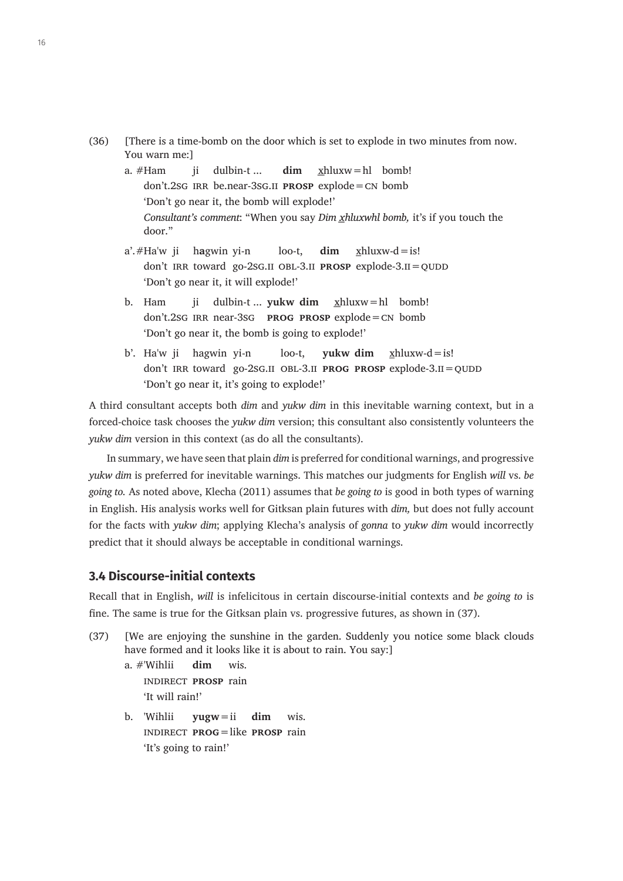(36) [There is a time-bomb on the door which is set to explode in two minutes from now. You warn me:]

a. #Ham ji dulbin-t ... **dim** <u>x</u>hluxw=hl bomb!
don't.2SG IRR be.near-3SG.II **PROSP** explode=CN bomb
'Don't go near it, the bomb will explode!'
*Consultant's comment*: "When you say *Dim <u>x</u>hluxwhl bomb,* it's if you touch the door."

a'. #Ha'w ji hagwin yi-n loo-t, **dim** <u>x</u>hluxw-d=is!
don't IRR toward go-2SG.II OBL-3.II **PROSP** explode-3.II=QUDD
'Don't go near it, it will explode!'

b. Ham ji dulbin-t ... **yukw dim** <u>x</u>hluxw=hl bomb!
don't.2SG IRR near-3SG **PROG PROSP** explode=CN bomb
'Don't go near it, the bomb is going to explode!'

b'. Ha'w ji hagwin yi-n loo-t, **yukw dim** <u>x</u>hluxw-d=is!
don't IRR toward go-2SG.II OBL-3.II **PROG PROSP** explode-3.II=QUDD
'Don't go near it, it's going to explode!'

A third consultant accepts both *dim* and *yukw dim* in this inevitable warning context, but in a forced-choice task chooses the *yukw dim* version; this consultant also consistently volunteers the *yukw dim* version in this context (as do all the consultants).

In summary, we have seen that plain *dim* is preferred for conditional warnings, and progressive *yukw dim* is preferred for inevitable warnings. This matches our judgments for English *will* vs. *be going to.* As noted above, Klecha (2011) assumes that *be going to* is good in both types of warning in English. His analysis works well for Gitksan plain futures with *dim,* but does not fully account for the facts with *yukw dim*; applying Klecha's analysis of *gonna* to *yukw dim* would incorrectly predict that it should always be acceptable in conditional warnings.

### 3.4 Discourse-initial contexts

Recall that in English, *will* is infelicitous in certain discourse-initial contexts and *be going to* is fine. The same is true for the Gitksan plain vs. progressive futures, as shown in (37).

(37) [We are enjoying the sunshine in the garden. Suddenly you notice some black clouds have formed and it looks like it is about to rain. You say:]

a. #'Wihlii **dim** wis.
INDIRECT **PROSP** rain
'It will rain!'

b. 'Wihlii **yugw**=ii **dim** wis.
INDIRECT **PROG**=like **PROSP** rain
'It's going to rain!'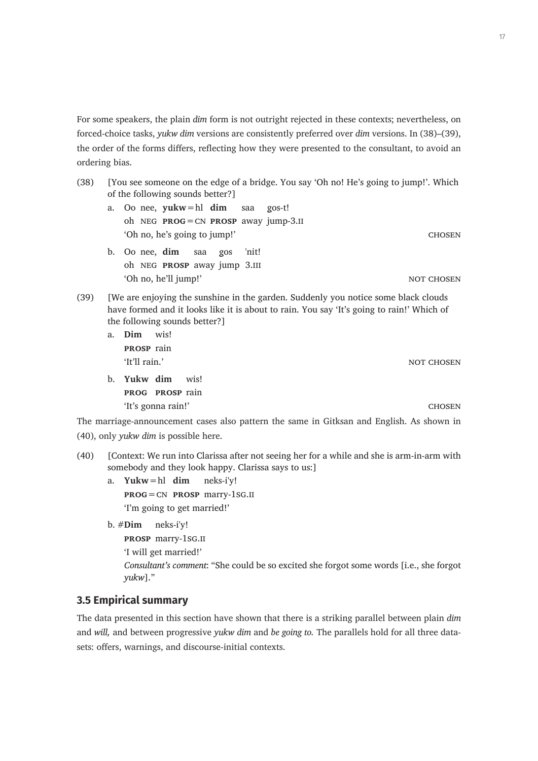For some speakers, the plain *dim* form is not outright rejected in these contexts; nevertheless, on forced-choice tasks, *yukw dim* versions are consistently preferred over *dim* versions. In (38)–(39), the order of the forms differs, reflecting how they were presented to the consultant, to avoid an ordering bias.

(38) [You see someone on the edge of a bridge. You say 'Oh no! He's going to jump!'. Which of the following sounds better?]

a. Oo nee, **yukw**=hl **dim** saa gos-t!
oh NEG **PROG**=CN **PROSP** away jump-3.II
'Oh no, he's going to jump!' CHOSEN

b. Oo nee, **dim** saa gos 'nit!
oh NEG **PROSP** away jump 3.III
'Oh no, he'll jump!' NOT CHOSEN

(39) [We are enjoying the sunshine in the garden. Suddenly you notice some black clouds have formed and it looks like it is about to rain. You say 'It's going to rain!' Which of the following sounds better?]

a. **Dim** wis!
**PROSP** rain
'It'll rain.' NOT CHOSEN

b. **Yukw dim** wis!
**PROG PROSP** rain
'It's gonna rain!' CHOSEN

The marriage-announcement cases also pattern the same in Gitksan and English. As shown in (40), only *yukw dim* is possible here.

(40) [Context: We run into Clarissa after not seeing her for a while and she is arm-in-arm with somebody and they look happy. Clarissa says to us:]

a. **Yukw**=hl **dim** neks-i'y!
**PROG**=CN **PROSP** marry-1SG.II
'I'm going to get married!'

b. #**Dim** neks-i'y!
**PROSP** marry-1SG.II
'I will get married!'
*Consultant's comment*: "She could be so excited she forgot some words [i.e., she forgot *yukw*]."

### 3.5 Empirical summary

The data presented in this section have shown that there is a striking parallel between plain *dim* and *will,* and between progressive *yukw dim* and *be going to.* The parallels hold for all three datasets: offers, warnings, and discourse-initial contexts.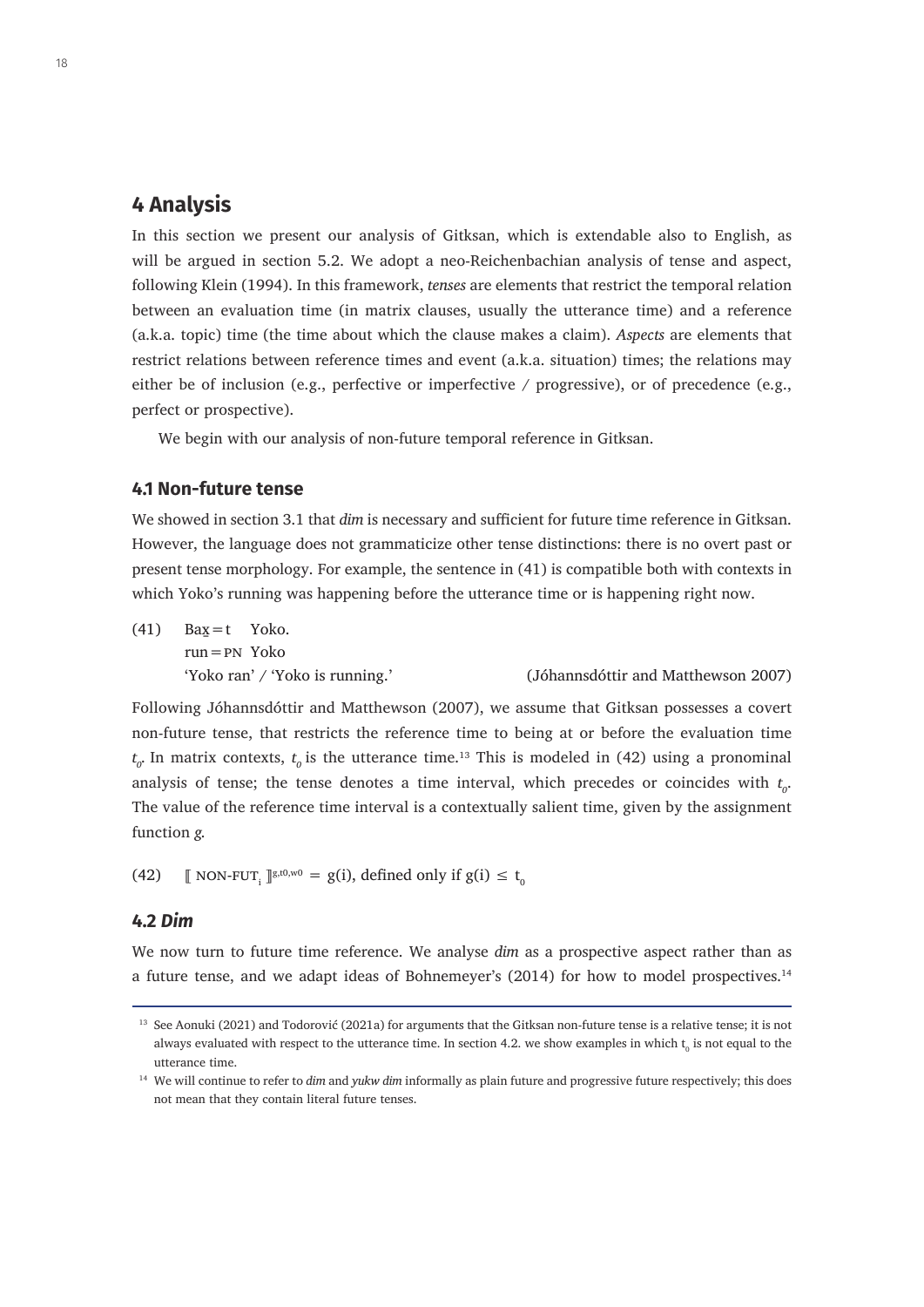# 4 Analysis

In this section we present our analysis of Gitksan, which is extendable also to English, as will be argued in section 5.2. We adopt a neo-Reichenbachian analysis of tense and aspect, following Klein (1994). In this framework, *tenses* are elements that restrict the temporal relation between an evaluation time (in matrix clauses, usually the utterance time) and a reference (a.k.a. topic) time (the time about which the clause makes a claim). *Aspects* are elements that restrict relations between reference times and event (a.k.a. situation) times; the relations may either be of inclusion (e.g., perfective or imperfective / progressive), or of precedence (e.g., perfect or prospective).

We begin with our analysis of non-future temporal reference in Gitksan.

## 4.1 Non-future tense

We showed in section 3.1 that *dim* is necessary and sufficient for future time reference in Gitksan. However, the language does not grammaticize other tense distinctions: there is no overt past or present tense morphology. For example, the sentence in (41) is compatible both with contexts in which Yoko's running was happening before the utterance time or is happening right now.

(41) Ba<u>x</u>=t Yoko.
run=PN Yoko
'Yoko ran' / 'Yoko is running.' (Jóhannsdóttir and Matthewson 2007)

Following Jóhannsdóttir and Matthewson (2007), we assume that Gitksan possesses a covert non-future tense, that restricts the reference time to being at or before the evaluation time $t_0$. In matrix contexts, $t_0$ is the utterance time.[13] This is modeled in (42) using a pronominal analysis of tense; the tense denotes a time interval, which precedes or coincides with $t_0$. The value of the reference time interval is a contextually salient time, given by the assignment function *g*.

(42) $[\![ \text{NON-FUT}_i ]\!]^{g,t0,w0} = g(i)$, defined only if $g(i) \leq t_0$

## 4.2 *Dim*

We now turn to future time reference. We analyse *dim* as a prospective aspect rather than as a future tense, and we adapt ideas of Bohnemeyer's (2014) for how to model prospectives.[14]

[13] See Aonuki (2021) and Todorović (2021a) for arguments that the Gitksan non-future tense is a relative tense; it is not always evaluated with respect to the utterance time. In section 4.2. we show examples in which $t_0$ is not equal to the utterance time.

[14] We will continue to refer to *dim* and *yukw dim* informally as plain future and progressive future respectively; this does not mean that they contain literal future tenses.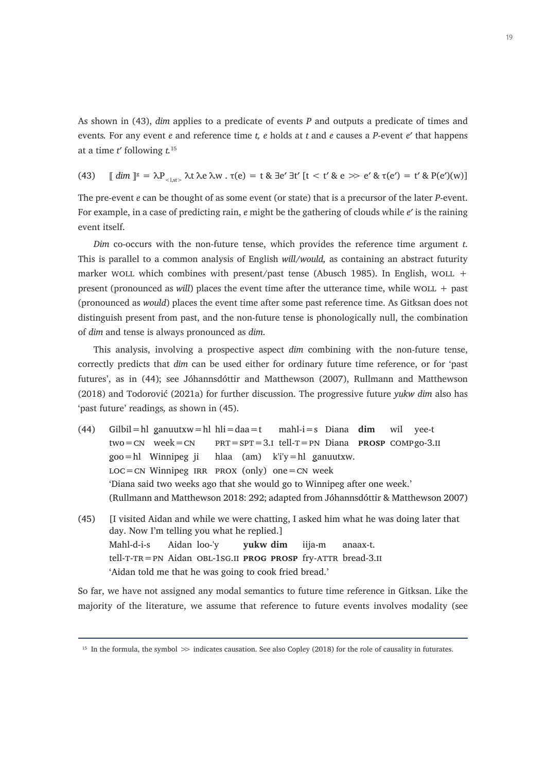As shown in (43), *dim* applies to a predicate of events *P* and outputs a predicate of times and events. For any event *e* and reference time *t, e* holds at *t* and *e* causes a *P*-event *e′* that happens at a time *t′* following *t.*[15]

(43) $[\![ \textit{dim} ]\!]^g = \lambda P_{<l,st>} \lambda t\, \lambda e\, \lambda w\, .\; \tau(e) = t\ \&\ \exists e'\, \exists t'\, [t < t'\ \&\ e \gg e'\ \&\ \tau(e') = t'\ \&\ P(e')(w)]$

The pre-event *e* can be thought of as some event (or state) that is a precursor of the later *P*-event. For example, in a case of predicting rain, *e* might be the gathering of clouds while *e′* is the raining event itself.

*Dim* co-occurs with the non-future tense, which provides the reference time argument *t*. This is parallel to a common analysis of English *will/would,* as containing an abstract futurity marker WOLL which combines with present/past tense (Abusch 1985). In English, WOLL + present (pronounced as *will*) places the event time after the utterance time, while WOLL + past (pronounced as *would*) places the event time after some past reference time. As Gitksan does not distinguish present from past, and the non-future tense is phonologically null, the combination of *dim* and tense is always pronounced as *dim*.

This analysis, involving a prospective aspect *dim* combining with the non-future tense, correctly predicts that *dim* can be used either for ordinary future time reference, or for 'past futures', as in (44); see Jóhannsdóttir and Matthewson (2007), Rullmann and Matthewson (2018) and Todorović (2021a) for further discussion. The progressive future *yukw dim* also has 'past future' readings, as shown in (45).

(44) Gilbil=hl ganuutxw=hl hli=daa=t mahl-i=s Diana **dim** wil yee-t
two=CN week=CN PRT=SPT=3.I tell-T=PN Diana **PROSP** COMP go-3.II
goo=hl Winnipeg ji hlaa (am) k'i'y=hl ganuutxw.
LOC=CN Winnipeg IRR PROX (only) one=CN week
'Diana said two weeks ago that she would go to Winnipeg after one week.'
(Rullmann and Matthewson 2018: 292; adapted from Jóhannsdóttir & Matthewson 2007)

(45) [I visited Aidan and while we were chatting, I asked him what he was doing later that day. Now I'm telling you what he replied.]
Mahl-d-i-s Aidan loo-'y **yukw dim** iija-m anaax-t.
tell-T-TR=PN Aidan OBL-1SG.II **PROG PROSP** fry-ATTR bread-3.II
'Aidan told me that he was going to cook fried bread.'

So far, we have not assigned any modal semantics to future time reference in Gitksan. Like the majority of the literature, we assume that reference to future events involves modality (see

---

[15] In the formula, the symbol $\gg$ indicates causation. See also Copley (2018) for the role of causality in futurates.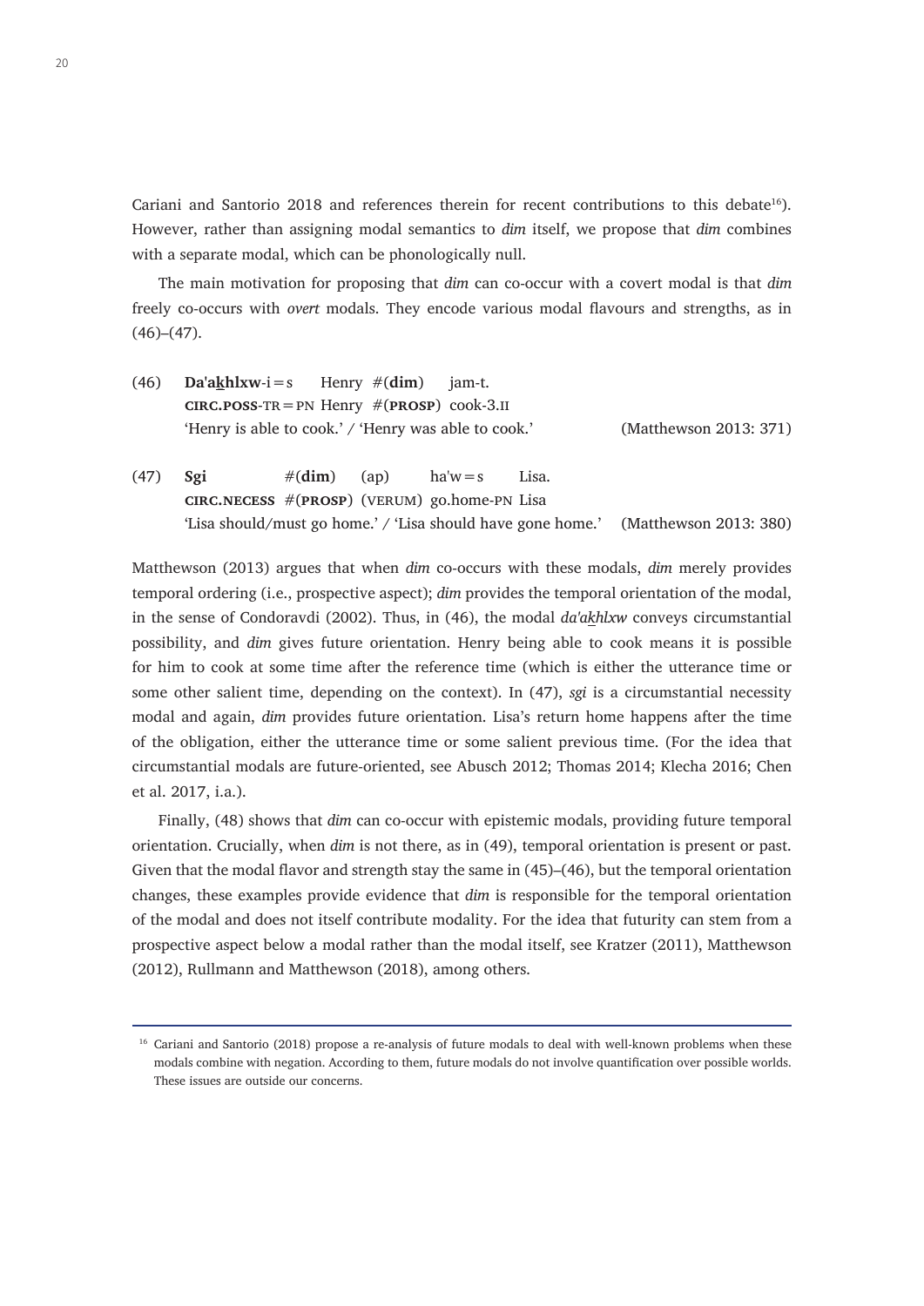Cariani and Santorio 2018 and references therein for recent contributions to this debate[16]). However, rather than assigning modal semantics to *dim* itself, we propose that *dim* combines with a separate modal, which can be phonologically null.

The main motivation for proposing that *dim* can co-occur with a covert modal is that *dim* freely co-occurs with *overt* modals. They encode various modal flavours and strengths, as in (46)–(47).

(46) **Da'a<u>k</u>hlxw**-i = s Henry #(**dim**) jam-t.
**CIRC.POSS**-TR = PN Henry #(**PROSP**) cook-3.II
'Henry is able to cook.' / 'Henry was able to cook.' (Matthewson 2013: 371)

(47) **Sgi** #(**dim**) (ap) ha'w = s Lisa.
**CIRC.NECESS** #(**PROSP**) (VERUM) go.home-PN Lisa
'Lisa should/must go home.' / 'Lisa should have gone home.' (Matthewson 2013: 380)

Matthewson (2013) argues that when *dim* co-occurs with these modals, *dim* merely provides temporal ordering (i.e., prospective aspect); *dim* provides the temporal orientation of the modal, in the sense of Condoravdi (2002). Thus, in (46), the modal *da'a<u>k</u>hlxw* conveys circumstantial possibility, and *dim* gives future orientation. Henry being able to cook means it is possible for him to cook at some time after the reference time (which is either the utterance time or some other salient time, depending on the context). In (47), *sgi* is a circumstantial necessity modal and again, *dim* provides future orientation. Lisa's return home happens after the time of the obligation, either the utterance time or some salient previous time. (For the idea that circumstantial modals are future-oriented, see Abusch 2012; Thomas 2014; Klecha 2016; Chen et al. 2017, i.a.).

Finally, (48) shows that *dim* can co-occur with epistemic modals, providing future temporal orientation. Crucially, when *dim* is not there, as in (49), temporal orientation is present or past. Given that the modal flavor and strength stay the same in (45)–(46), but the temporal orientation changes, these examples provide evidence that *dim* is responsible for the temporal orientation of the modal and does not itself contribute modality. For the idea that futurity can stem from a prospective aspect below a modal rather than the modal itself, see Kratzer (2011), Matthewson (2012), Rullmann and Matthewson (2018), among others.

---

[16] Cariani and Santorio (2018) propose a re-analysis of future modals to deal with well-known problems when these modals combine with negation. According to them, future modals do not involve quantification over possible worlds. These issues are outside our concerns.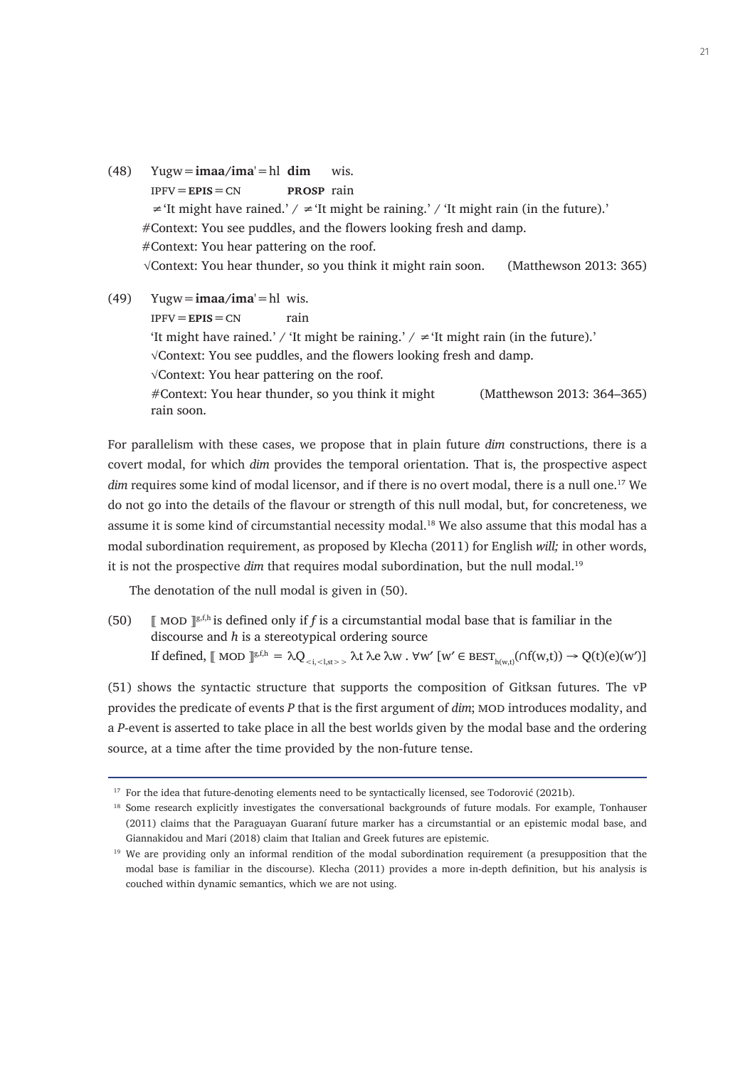(48) Yugw = **imaa/ima'** = hl **dim** wis.
IPFV = **EPIS** = CN **PROSP** rain
≠ 'It might have rained.' / ≠ 'It might be raining.' / 'It might rain (in the future).'
#Context: You see puddles, and the flowers looking fresh and damp.
#Context: You hear pattering on the roof.
√Context: You hear thunder, so you think it might rain soon. (Matthewson 2013: 365)

(49) Yugw = **imaa/ima'** = hl wis.
IPFV = **EPIS** = CN rain
'It might have rained.' / 'It might be raining.' / ≠ 'It might rain (in the future).'
√Context: You see puddles, and the flowers looking fresh and damp.
√Context: You hear pattering on the roof.
#Context: You hear thunder, so you think it might rain soon. (Matthewson 2013: 364–365)

For parallelism with these cases, we propose that in plain future *dim* constructions, there is a covert modal, for which *dim* provides the temporal orientation. That is, the prospective aspect *dim* requires some kind of modal licensor, and if there is no overt modal, there is a null one.[17] We do not go into the details of the flavour or strength of this null modal, but, for concreteness, we assume it is some kind of circumstantial necessity modal.[18] We also assume that this modal has a modal subordination requirement, as proposed by Klecha (2011) for English *will;* in other words, it is not the prospective *dim* that requires modal subordination, but the null modal.[19]

The denotation of the null modal is given in (50).

(50) $[\![\text{MOD}]\!]^{g,f,h}$ is defined only if *f* is a circumstantial modal base that is familiar in the discourse and *h* is a stereotypical ordering source
If defined, $[\![\text{MOD}]\!]^{g,f,h} = \lambda Q_{<i,<l,st>>}\ \lambda t\ \lambda e\ \lambda w\ .\ \forall w'\ [w' \in \text{BEST}_{h(w,t)}(\cap f(w,t)) \rightarrow Q(t)(e)(w')]$

(51) shows the syntactic structure that supports the composition of Gitksan futures. The vP provides the predicate of events *P* that is the first argument of *dim*; MOD introduces modality, and a *P*-event is asserted to take place in all the best worlds given by the modal base and the ordering source, at a time after the time provided by the non-future tense.

---

[17] For the idea that future-denoting elements need to be syntactically licensed, see Todorović (2021b).

[18] Some research explicitly investigates the conversational backgrounds of future modals. For example, Tonhauser (2011) claims that the Paraguayan Guaraní future marker has a circumstantial or an epistemic modal base, and Giannakidou and Mari (2018) claim that Italian and Greek futures are epistemic.

[19] We are providing only an informal rendition of the modal subordination requirement (a presupposition that the modal base is familiar in the discourse). Klecha (2011) provides a more in-depth definition, but his analysis is couched within dynamic semantics, which we are not using.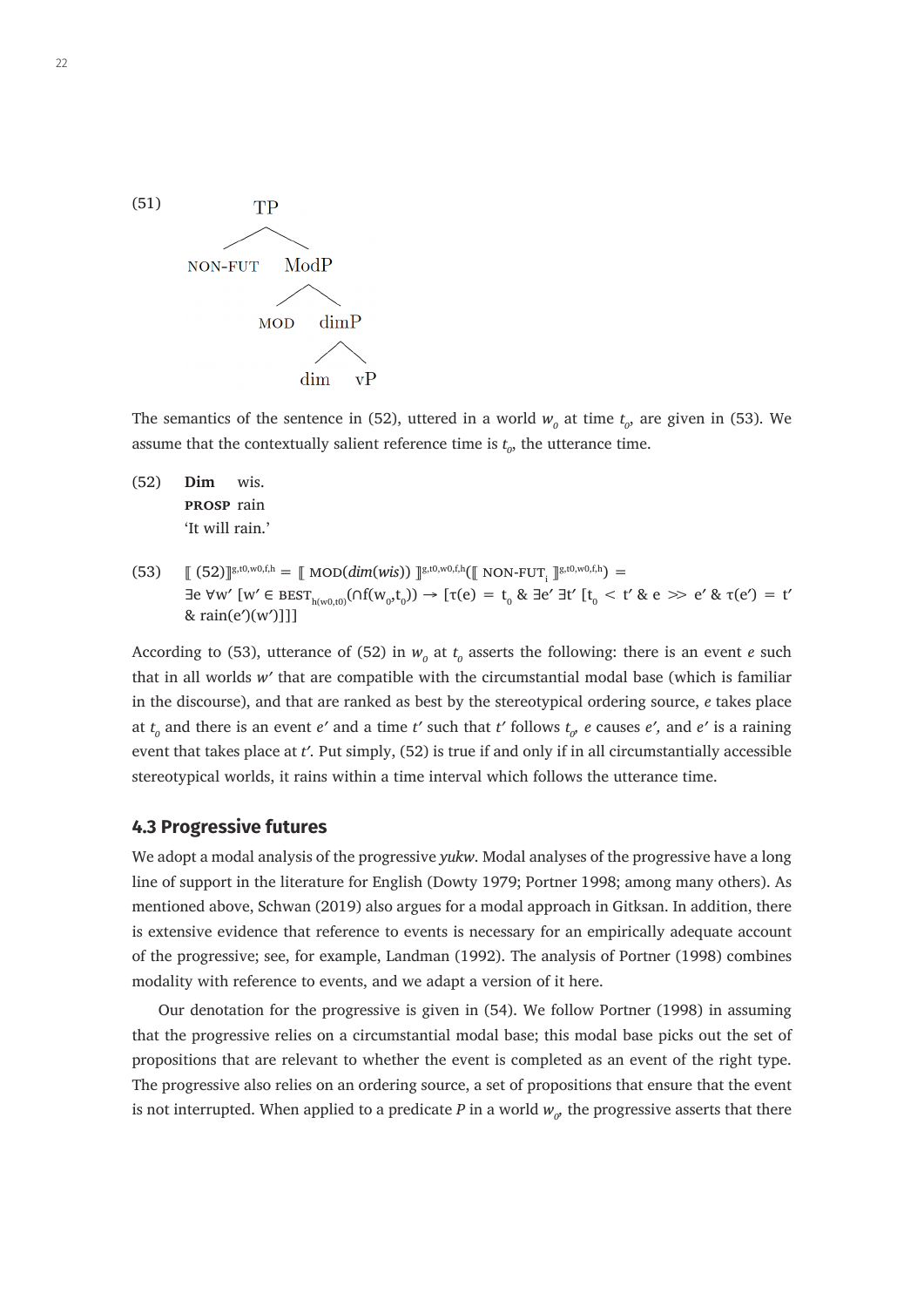(51) [TP NON-FUT [ModP MOD [dimP dim vP]]]

The semantics of the sentence in (52), uttered in a world $w_0$ at time $t_0$, are given in (53). We assume that the contextually salient reference time is $t_0$, the utterance time.

(52) **Dim** wis.
**PROSP** rain
'It will rain.'

(53) $[\![ (52) ]\!]^{g,t0,w0,f,h} = [\![ \text{MOD}(\textit{dim}(\textit{wis})) ]\!]^{g,t0,w0,f,h}([\![ \text{NON-FUT}_i ]\!]^{g,t0,w0,f,h}) =$
$\exists e\ \forall w'\ [w' \in \text{BEST}_{h(w0,t0)}(\cap f(w_0,t_0)) \rightarrow [\tau(e) = t_0\ \&\ \exists e'\ \exists t'\ [t_0 < t'\ \&\ e \gg e'\ \&\ \tau(e') = t'\ \&\ \text{rain}(e')(w')]]]$

According to (53), utterance of (52) in $w_0$ at $t_0$ asserts the following: there is an event *e* such that in all worlds *w′* that are compatible with the circumstantial modal base (which is familiar in the discourse), and that are ranked as best by the stereotypical ordering source, *e* takes place at $t_0$ and there is an event *e′* and a time *t′* such that *t′* follows $t_0$, *e* causes *e′*, and *e′* is a raining event that takes place at *t′*. Put simply, (52) is true if and only if in all circumstantially accessible stereotypical worlds, it rains within a time interval which follows the utterance time.

## 4.3 Progressive futures

We adopt a modal analysis of the progressive *yukw*. Modal analyses of the progressive have a long line of support in the literature for English (Dowty 1979; Portner 1998; among many others). As mentioned above, Schwan (2019) also argues for a modal approach in Gitksan. In addition, there is extensive evidence that reference to events is necessary for an empirically adequate account of the progressive; see, for example, Landman (1992). The analysis of Portner (1998) combines modality with reference to events, and we adapt a version of it here.

Our denotation for the progressive is given in (54). We follow Portner (1998) in assuming that the progressive relies on a circumstantial modal base; this modal base picks out the set of propositions that are relevant to whether the event is completed as an event of the right type. The progressive also relies on an ordering source, a set of propositions that ensure that the event is not interrupted. When applied to a predicate *P* in a world $w_0$, the progressive asserts that there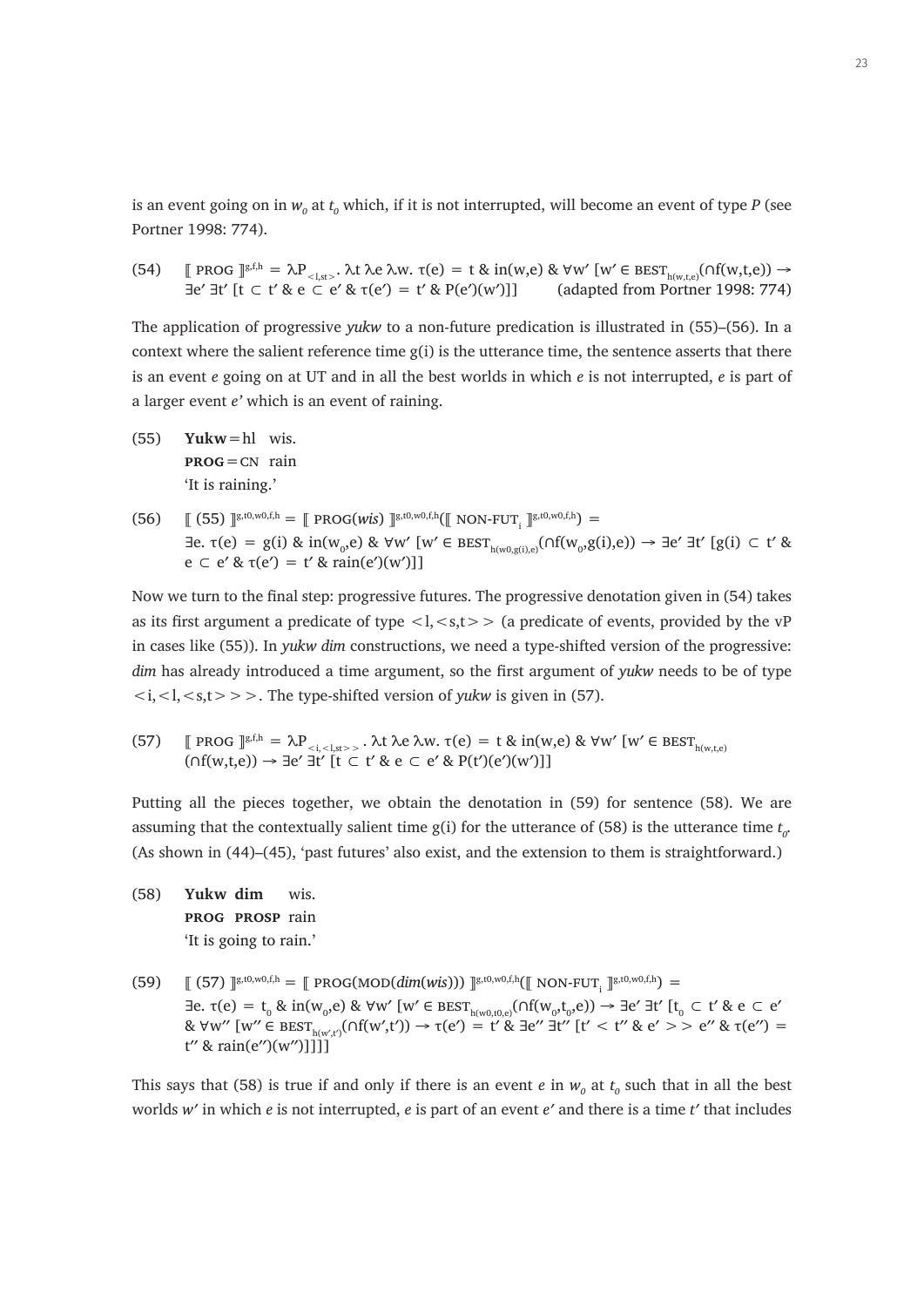is an event going on in $w_0$ at $t_0$ which, if it is not interrupted, will become an event of type *P* (see Portner 1998: 774).

(54) $[\![ \text{PROG} ]\!]^{g,f,h} = \lambda P_{<l,st>}.\ \lambda t\ \lambda e\ \lambda w.\ \tau(e) = t\ \&\ in(w,e)\ \&\ \forall w'\ [w' \in \text{BEST}_{h(w,t,e)}(\cap f(w,t,e)) \rightarrow \exists e'\ \exists t'\ [t \subset t'\ \&\ e \subset e'\ \&\ \tau(e') = t'\ \&\ P(e')(w')]]$ (adapted from Portner 1998: 774)

The application of progressive *yukw* to a non-future predication is illustrated in (55)–(56). In a context where the salient reference time g(i) is the utterance time, the sentence asserts that there is an event *e* going on at UT and in all the best worlds in which *e* is not interrupted, *e* is part of a larger event *e'* which is an event of raining.

(55) **Yukw** = hl wis.
**PROG** = CN rain
'It is raining.'

(56) $[\![ (55) ]\!]^{g,t0,w0,f,h} = [\![ \text{PROG}(\textit{wis}) ]\!]^{g,t0,w0,f,h}([\![ \text{NON-FUT}_i ]\!]^{g,t0,w0,f,h}) =$
$\exists e.\ \tau(e) = g(i)\ \&\ in(w_0,e)\ \&\ \forall w'\ [w' \in \text{BEST}_{h(w0,g(i),e)}(\cap f(w_0,g(i),e)) \rightarrow \exists e'\ \exists t'\ [g(i) \subset t'\ \&\ e \subset e'\ \&\ \tau(e') = t'\ \&\ rain(e')(w')]]$

Now we turn to the final step: progressive futures. The progressive denotation given in (54) takes as its first argument a predicate of type <l,<s,t>> (a predicate of events, provided by the vP in cases like (55)). In *yukw dim* constructions, we need a type-shifted version of the progressive: *dim* has already introduced a time argument, so the first argument of *yukw* needs to be of type <i,<l,<s,t>>>. The type-shifted version of *yukw* is given in (57).

(57) $[\![ \text{PROG} ]\!]^{g,f,h} = \lambda P_{<i,<l,st>>}.\ \lambda t\ \lambda e\ \lambda w.\ \tau(e) = t\ \&\ in(w,e)\ \&\ \forall w'\ [w' \in \text{BEST}_{h(w,t,e)}(\cap f(w,t,e)) \rightarrow \exists e'\ \exists t'\ [t \subset t'\ \&\ e \subset e'\ \&\ P(t')(e')(w')]]$

Putting all the pieces together, we obtain the denotation in (59) for sentence (58). We are assuming that the contextually salient time g(i) for the utterance of (58) is the utterance time $t_0$. (As shown in (44)–(45), 'past futures' also exist, and the extension to them is straightforward.)

(58) **Yukw dim** wis.
**PROG PROSP** rain
'It is going to rain.'

(59) $[\![ (57) ]\!]^{g,t0,w0,f,h} = [\![ \text{PROG}(\text{MOD}(\textit{dim}(\textit{wis}))) ]\!]^{g,t0,w0,f,h}([\![ \text{NON-FUT}_i ]\!]^{g,t0,w0,f,h}) =$
$\exists e.\ \tau(e) = t_0\ \&\ in(w_0,e)\ \&\ \forall w'\ [w' \in \text{BEST}_{h(w0,t0,e)}(\cap f(w_0,t_0,e)) \rightarrow \exists e'\ \exists t'\ [t_0 \subset t'\ \&\ e \subset e'\ \&\ \forall w''\ [w'' \in \text{BEST}_{h(w',t')}(\cap f(w',t')) \rightarrow \tau(e') = t'\ \&\ \exists e''\ \exists t''\ [t' < t''\ \&\ e' >> e''\ \&\ \tau(e'') = t''\ \&\ rain(e'')(w'')]]]]$

This says that (58) is true if and only if there is an event *e* in $w_0$ at $t_0$ such that in all the best worlds *w'* in which *e* is not interrupted, *e* is part of an event *e'* and there is a time *t'* that includes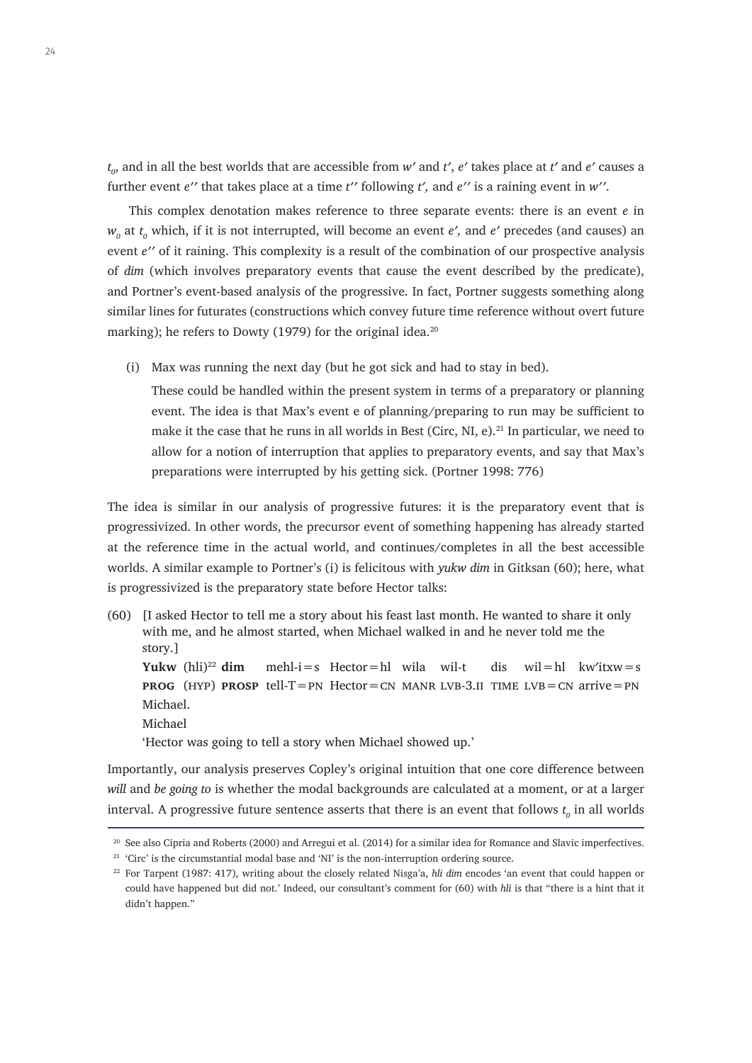$t_0$, and in all the best worlds that are accessible from $w'$ and $t'$, $e'$ takes place at $t'$ and $e'$ causes a further event $e''$ that takes place at a time $t''$ following $t'$, and $e''$ is a raining event in $w''$.

This complex denotation makes reference to three separate events: there is an event $e$ in $w_0$ at $t_0$ which, if it is not interrupted, will become an event $e'$, and $e'$ precedes (and causes) an event $e''$ of it raining. This complexity is a result of the combination of our prospective analysis of *dim* (which involves preparatory events that cause the event described by the predicate), and Portner's event-based analysis of the progressive. In fact, Portner suggests something along similar lines for futurates (constructions which convey future time reference without overt future marking); he refers to Dowty (1979) for the original idea.[20]

(i) Max was running the next day (but he got sick and had to stay in bed).

These could be handled within the present system in terms of a preparatory or planning event. The idea is that Max's event e of planning/preparing to run may be sufficient to make it the case that he runs in all worlds in Best (Circ, NI, e).[21] In particular, we need to allow for a notion of interruption that applies to preparatory events, and say that Max's preparations were interrupted by his getting sick. (Portner 1998: 776)

The idea is similar in our analysis of progressive futures: it is the preparatory event that is progressivized. In other words, the precursor event of something happening has already started at the reference time in the actual world, and continues/completes in all the best accessible worlds. A similar example to Portner's (i) is felicitous with *yukw dim* in Gitksan (60); here, what is progressivized is the preparatory state before Hector talks:

(60) [I asked Hector to tell me a story about his feast last month. He wanted to share it only with me, and he almost started, when Michael walked in and he never told me the story.]

**Yukw** (hli)[22] **dim** mehl-i=s Hector=hl wila wil-t dis wil=hl kw'itxw=s Michael.
**PROG** (HYP) **PROSP** tell-T=PN Hector=CN MANR LVB-3.II TIME LVB=CN arrive=PN Michael
'Hector was going to tell a story when Michael showed up.'

Importantly, our analysis preserves Copley's original intuition that one core difference between *will* and *be going to* is whether the modal backgrounds are calculated at a moment, or at a larger interval. A progressive future sentence asserts that there is an event that follows $t_0$ in all worlds

---

[20] See also Cipria and Roberts (2000) and Arregui et al. (2014) for a similar idea for Romance and Slavic imperfectives.

[21] 'Circ' is the circumstantial modal base and 'NI' is the non-interruption ordering source.

[22] For Tarpent (1987: 417), writing about the closely related Nisga'a, *hli dim* encodes 'an event that could happen or could have happened but did not.' Indeed, our consultant's comment for (60) with *hli* is that "there is a hint that it didn't happen."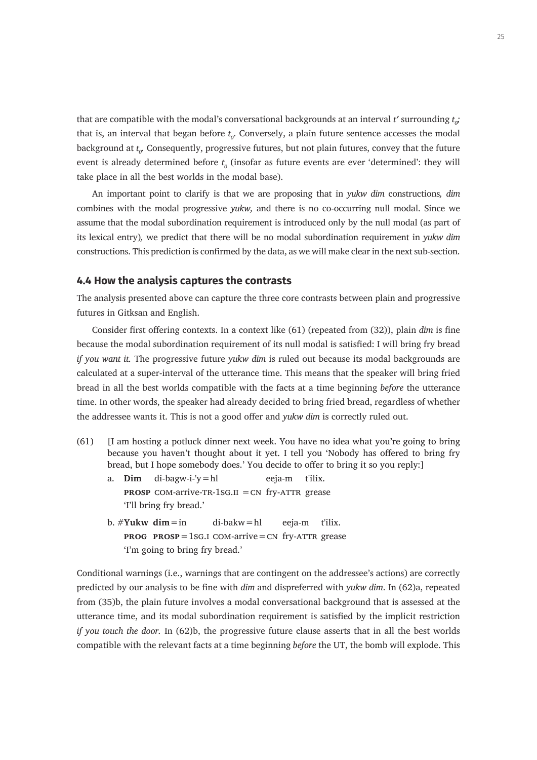that are compatible with the modal's conversational backgrounds at an interval $t'$ surrounding $t_0$; that is, an interval that began before $t_0$. Conversely, a plain future sentence accesses the modal background at $t_0$. Consequently, progressive futures, but not plain futures, convey that the future event is already determined before $t_0$ (insofar as future events are ever 'determined': they will take place in all the best worlds in the modal base).

An important point to clarify is that we are proposing that in *yukw dim* constructions*, dim* combines with the modal progressive *yukw,* and there is no co-occurring null modal. Since we assume that the modal subordination requirement is introduced only by the null modal (as part of its lexical entry), we predict that there will be no modal subordination requirement in *yukw dim* constructions. This prediction is confirmed by the data, as we will make clear in the next sub-section.

## 4.4 How the analysis captures the contrasts

The analysis presented above can capture the three core contrasts between plain and progressive futures in Gitksan and English.

Consider first offering contexts. In a context like (61) (repeated from (32)), plain *dim* is fine because the modal subordination requirement of its null modal is satisfied: I will bring fry bread *if you want it.* The progressive future *yukw dim* is ruled out because its modal backgrounds are calculated at a super-interval of the utterance time. This means that the speaker will bring fried bread in all the best worlds compatible with the facts at a time beginning *before* the utterance time. In other words, the speaker had already decided to bring fried bread, regardless of whether the addressee wants it. This is not a good offer and *yukw dim* is correctly ruled out.

(61) [I am hosting a potluck dinner next week. You have no idea what you're going to bring because you haven't thought about it yet. I tell you 'Nobody has offered to bring fry bread, but I hope somebody does.' You decide to offer to bring it so you reply:]

a. **Dim** di-bagw-i-'y=hl eeja-m t'ilix.
PROSP COM-arrive-TR-1SG.II =CN fry-ATTR grease
'I'll bring fry bread.'

b. #**Yukw dim**=in di-bakw=hl eeja-m t'ilix.
PROG PROSP=1SG.I COM-arrive=CN fry-ATTR grease
'I'm going to bring fry bread.'

Conditional warnings (i.e., warnings that are contingent on the addressee's actions) are correctly predicted by our analysis to be fine with *dim* and dispreferred with *yukw dim.* In (62)a, repeated from (35)b, the plain future involves a modal conversational background that is assessed at the utterance time, and its modal subordination requirement is satisfied by the implicit restriction *if you touch the door.* In (62)b, the progressive future clause asserts that in all the best worlds compatible with the relevant facts at a time beginning *before* the UT, the bomb will explode. This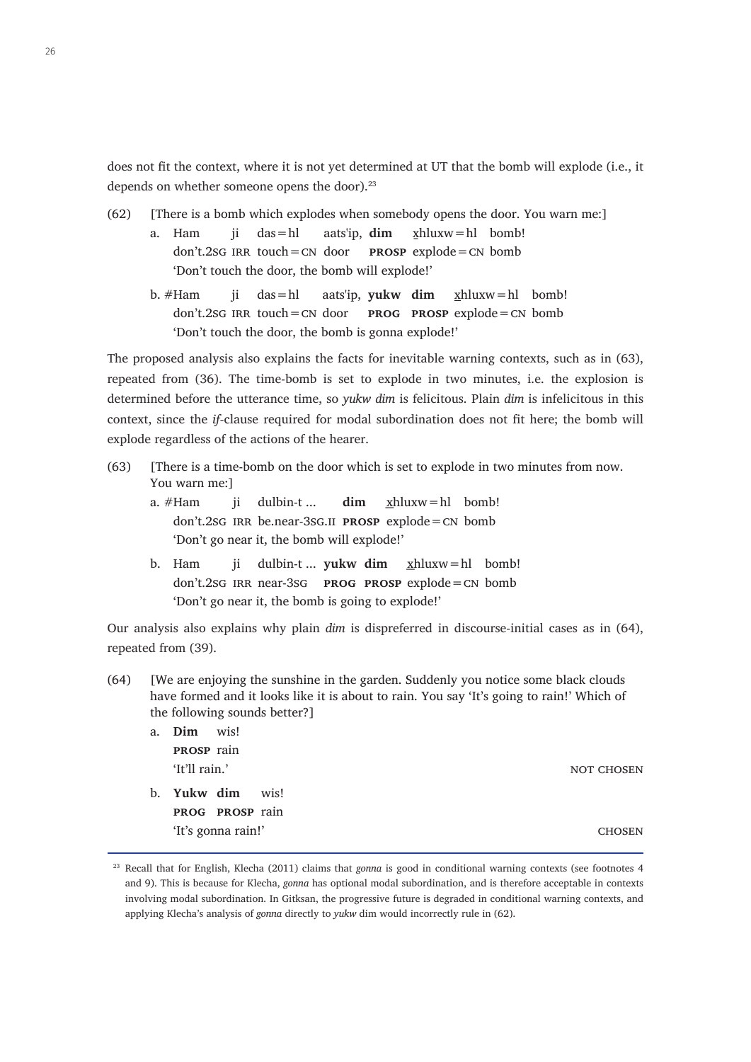does not fit the context, where it is not yet determined at UT that the bomb will explode (i.e., it depends on whether someone opens the door).[23]

(62) [There is a bomb which explodes when somebody opens the door. You warn me:]

a. Ham ji das=hl aats'ip, **dim** x̲hluxw=hl bomb!
   don't.2SG IRR touch=CN door **PROSP** explode=CN bomb
   'Don't touch the door, the bomb will explode!'

b. #Ham ji das=hl aats'ip, **yukw dim** x̲hluxw=hl bomb!
   don't.2SG IRR touch=CN door **PROG PROSP** explode=CN bomb
   'Don't touch the door, the bomb is gonna explode!'

The proposed analysis also explains the facts for inevitable warning contexts, such as in (63), repeated from (36). The time-bomb is set to explode in two minutes, i.e. the explosion is determined before the utterance time, so *yukw dim* is felicitous. Plain *dim* is infelicitous in this context, since the *if*-clause required for modal subordination does not fit here; the bomb will explode regardless of the actions of the hearer.

(63) [There is a time-bomb on the door which is set to explode in two minutes from now. You warn me:]

a. #Ham ji dulbin-t ... **dim** x̲hluxw=hl bomb!
   don't.2SG IRR be.near-3SG.II **PROSP** explode=CN bomb
   'Don't go near it, the bomb will explode!'

b. Ham ji dulbin-t ... **yukw dim** x̲hluxw=hl bomb!
   don't.2SG IRR near-3SG **PROG PROSP** explode=CN bomb
   'Don't go near it, the bomb is going to explode!'

Our analysis also explains why plain *dim* is dispreferred in discourse-initial cases as in (64), repeated from (39).

(64) [We are enjoying the sunshine in the garden. Suddenly you notice some black clouds have formed and it looks like it is about to rain. You say 'It's going to rain!' Which of the following sounds better?]

a. **Dim** wis!
   **PROSP** rain
   'It'll rain.' NOT CHOSEN

b. **Yukw dim** wis!
   **PROG PROSP** rain
   'It's gonna rain!' CHOSEN

[23] Recall that for English, Klecha (2011) claims that *gonna* is good in conditional warning contexts (see footnotes 4 and 9). This is because for Klecha, *gonna* has optional modal subordination, and is therefore acceptable in contexts involving modal subordination. In Gitksan, the progressive future is degraded in conditional warning contexts, and applying Klecha's analysis of *gonna* directly to *yukw* dim would incorrectly rule in (62).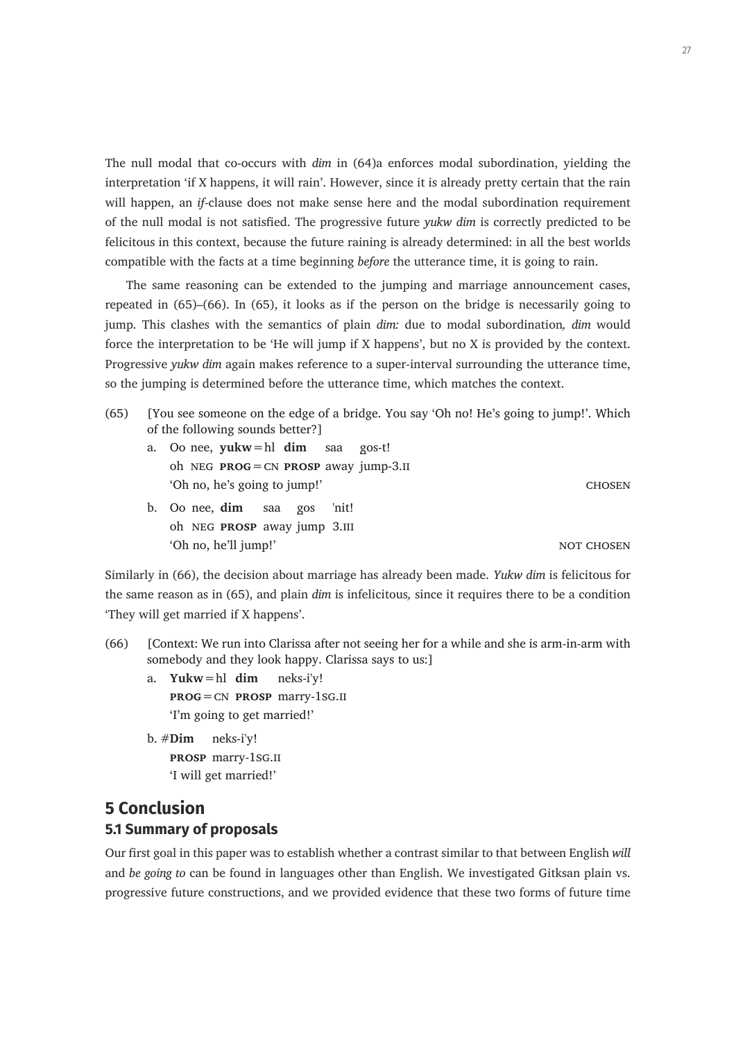The null modal that co-occurs with *dim* in (64)a enforces modal subordination, yielding the interpretation 'if X happens, it will rain'. However, since it is already pretty certain that the rain will happen, an *if*-clause does not make sense here and the modal subordination requirement of the null modal is not satisfied. The progressive future *yukw dim* is correctly predicted to be felicitous in this context, because the future raining is already determined: in all the best worlds compatible with the facts at a time beginning *before* the utterance time, it is going to rain.

The same reasoning can be extended to the jumping and marriage announcement cases, repeated in (65)–(66). In (65), it looks as if the person on the bridge is necessarily going to jump. This clashes with the semantics of plain *dim:* due to modal subordination, *dim* would force the interpretation to be 'He will jump if X happens', but no X is provided by the context. Progressive *yukw dim* again makes reference to a super-interval surrounding the utterance time, so the jumping is determined before the utterance time, which matches the context.

(65) [You see someone on the edge of a bridge. You say 'Oh no! He's going to jump!'. Which of the following sounds better?]

a. Oo nee, **yukw**=hl **dim** saa gos-t!
   oh NEG **PROG**=CN **PROSP** away jump-3.II
   'Oh no, he's going to jump!' — CHOSEN

b. Oo nee, **dim** saa gos 'nit!
   oh NEG **PROSP** away jump 3.III
   'Oh no, he'll jump!' — NOT CHOSEN

Similarly in (66), the decision about marriage has already been made. *Yukw dim* is felicitous for the same reason as in (65), and plain *dim* is infelicitous, since it requires there to be a condition 'They will get married if X happens'.

(66) [Context: We run into Clarissa after not seeing her for a while and she is arm-in-arm with somebody and they look happy. Clarissa says to us:]

a. **Yukw**=hl **dim** neks-i'y!
   **PROG**=CN **PROSP** marry-1SG.II
   'I'm going to get married!'

b. #**Dim** neks-i'y!
   **PROSP** marry-1SG.II
   'I will get married!'

# 5 Conclusion

## 5.1 Summary of proposals

Our first goal in this paper was to establish whether a contrast similar to that between English *will* and *be going to* can be found in languages other than English. We investigated Gitksan plain vs. progressive future constructions, and we provided evidence that these two forms of future time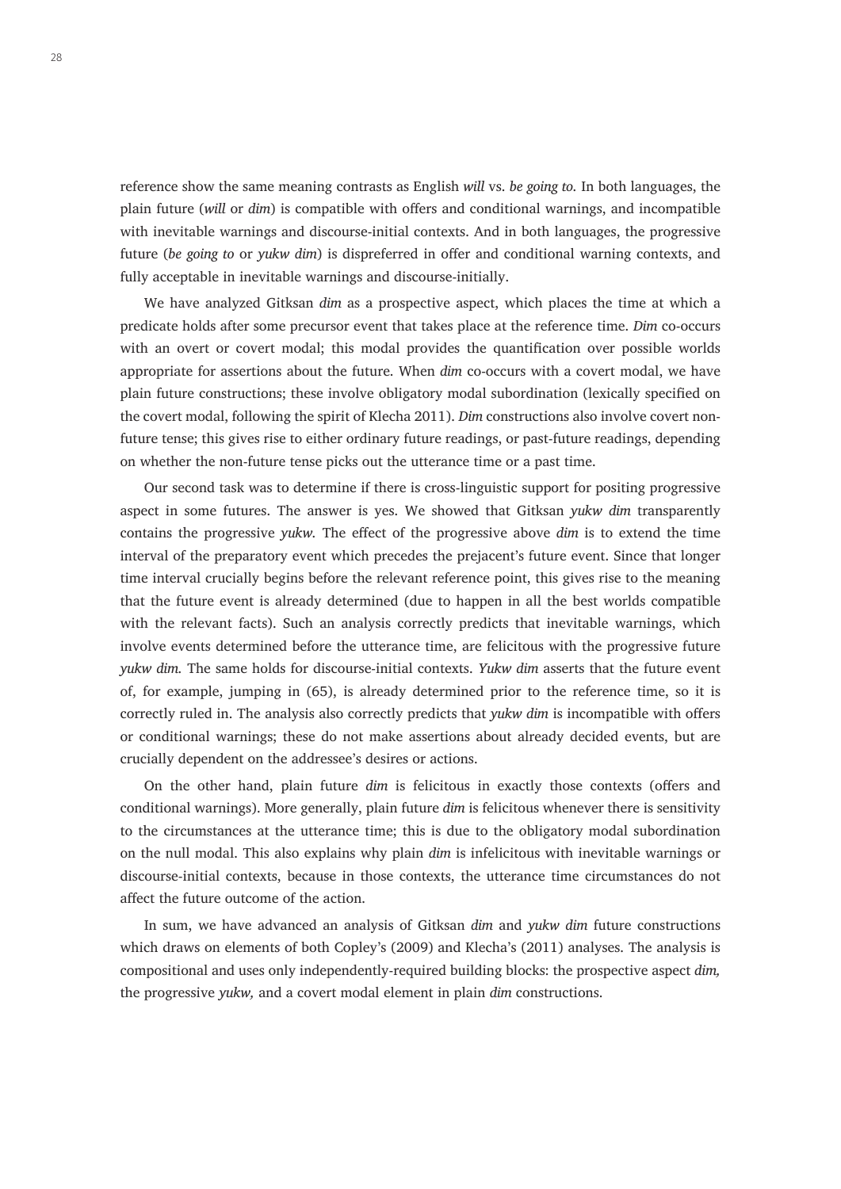reference show the same meaning contrasts as English *will* vs. *be going to.* In both languages, the plain future (*will* or *dim*) is compatible with offers and conditional warnings, and incompatible with inevitable warnings and discourse-initial contexts. And in both languages, the progressive future (*be going to* or *yukw dim*) is dispreferred in offer and conditional warning contexts, and fully acceptable in inevitable warnings and discourse-initially.

We have analyzed Gitksan *dim* as a prospective aspect, which places the time at which a predicate holds after some precursor event that takes place at the reference time. *Dim* co-occurs with an overt or covert modal; this modal provides the quantification over possible worlds appropriate for assertions about the future. When *dim* co-occurs with a covert modal, we have plain future constructions; these involve obligatory modal subordination (lexically specified on the covert modal, following the spirit of Klecha 2011). *Dim* constructions also involve covert non-future tense; this gives rise to either ordinary future readings, or past-future readings, depending on whether the non-future tense picks out the utterance time or a past time.

Our second task was to determine if there is cross-linguistic support for positing progressive aspect in some futures. The answer is yes. We showed that Gitksan *yukw dim* transparently contains the progressive *yukw.* The effect of the progressive above *dim* is to extend the time interval of the preparatory event which precedes the prejacent's future event. Since that longer time interval crucially begins before the relevant reference point, this gives rise to the meaning that the future event is already determined (due to happen in all the best worlds compatible with the relevant facts). Such an analysis correctly predicts that inevitable warnings, which involve events determined before the utterance time, are felicitous with the progressive future *yukw dim.* The same holds for discourse-initial contexts. *Yukw dim* asserts that the future event of, for example, jumping in (65), is already determined prior to the reference time, so it is correctly ruled in. The analysis also correctly predicts that *yukw dim* is incompatible with offers or conditional warnings; these do not make assertions about already decided events, but are crucially dependent on the addressee's desires or actions.

On the other hand, plain future *dim* is felicitous in exactly those contexts (offers and conditional warnings). More generally, plain future *dim* is felicitous whenever there is sensitivity to the circumstances at the utterance time; this is due to the obligatory modal subordination on the null modal. This also explains why plain *dim* is infelicitous with inevitable warnings or discourse-initial contexts, because in those contexts, the utterance time circumstances do not affect the future outcome of the action.

In sum, we have advanced an analysis of Gitksan *dim* and *yukw dim* future constructions which draws on elements of both Copley's (2009) and Klecha's (2011) analyses. The analysis is compositional and uses only independently-required building blocks: the prospective aspect *dim,* the progressive *yukw,* and a covert modal element in plain *dim* constructions.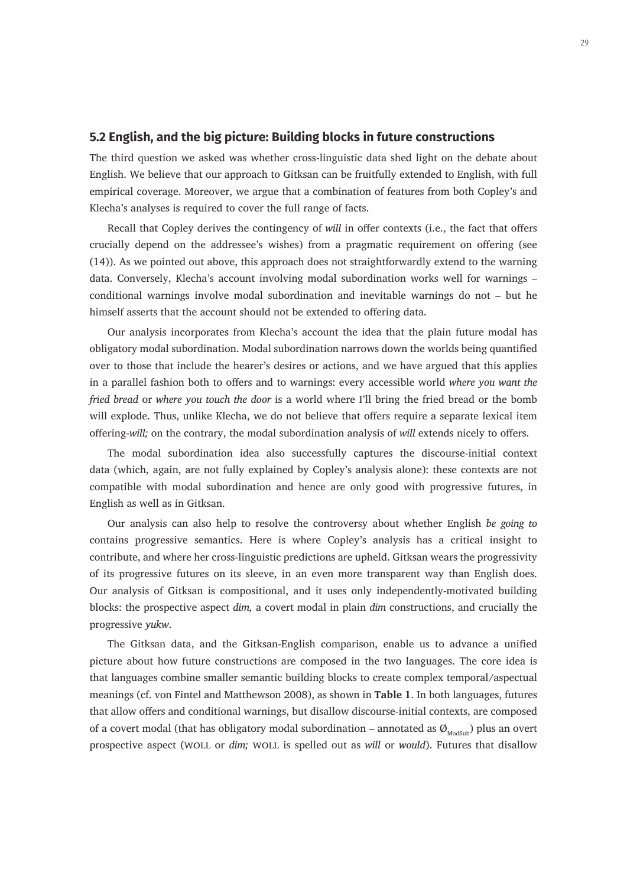## 5.2 English, and the big picture: Building blocks in future constructions

The third question we asked was whether cross-linguistic data shed light on the debate about English. We believe that our approach to Gitksan can be fruitfully extended to English, with full empirical coverage. Moreover, we argue that a combination of features from both Copley's and Klecha's analyses is required to cover the full range of facts.

Recall that Copley derives the contingency of *will* in offer contexts (i.e., the fact that offers crucially depend on the addressee's wishes) from a pragmatic requirement on offering (see (14)). As we pointed out above, this approach does not straightforwardly extend to the warning data. Conversely, Klecha's account involving modal subordination works well for warnings – conditional warnings involve modal subordination and inevitable warnings do not – but he himself asserts that the account should not be extended to offering data.

Our analysis incorporates from Klecha's account the idea that the plain future modal has obligatory modal subordination. Modal subordination narrows down the worlds being quantified over to those that include the hearer's desires or actions, and we have argued that this applies in a parallel fashion both to offers and to warnings: every accessible world *where you want the fried bread* or *where you touch the door* is a world where I'll bring the fried bread or the bomb will explode. Thus, unlike Klecha, we do not believe that offers require a separate lexical item offering-*will;* on the contrary, the modal subordination analysis of *will* extends nicely to offers.

The modal subordination idea also successfully captures the discourse-initial context data (which, again, are not fully explained by Copley's analysis alone): these contexts are not compatible with modal subordination and hence are only good with progressive futures, in English as well as in Gitksan.

Our analysis can also help to resolve the controversy about whether English *be going to* contains progressive semantics. Here is where Copley's analysis has a critical insight to contribute, and where her cross-linguistic predictions are upheld. Gitksan wears the progressivity of its progressive futures on its sleeve, in an even more transparent way than English does. Our analysis of Gitksan is compositional, and it uses only independently-motivated building blocks: the prospective aspect *dim,* a covert modal in plain *dim* constructions, and crucially the progressive *yukw*.

The Gitksan data, and the Gitksan-English comparison, enable us to advance a unified picture about how future constructions are composed in the two languages. The core idea is that languages combine smaller semantic building blocks to create complex temporal/aspectual meanings (cf. von Fintel and Matthewson 2008), as shown in **Table 1**. In both languages, futures that allow offers and conditional warnings, but disallow discourse-initial contexts, are composed of a covert modal (that has obligatory modal subordination – annotated as $Ø_{ModSub}$) plus an overt prospective aspect (WOLL or *dim;* WOLL is spelled out as *will* or *would*). Futures that disallow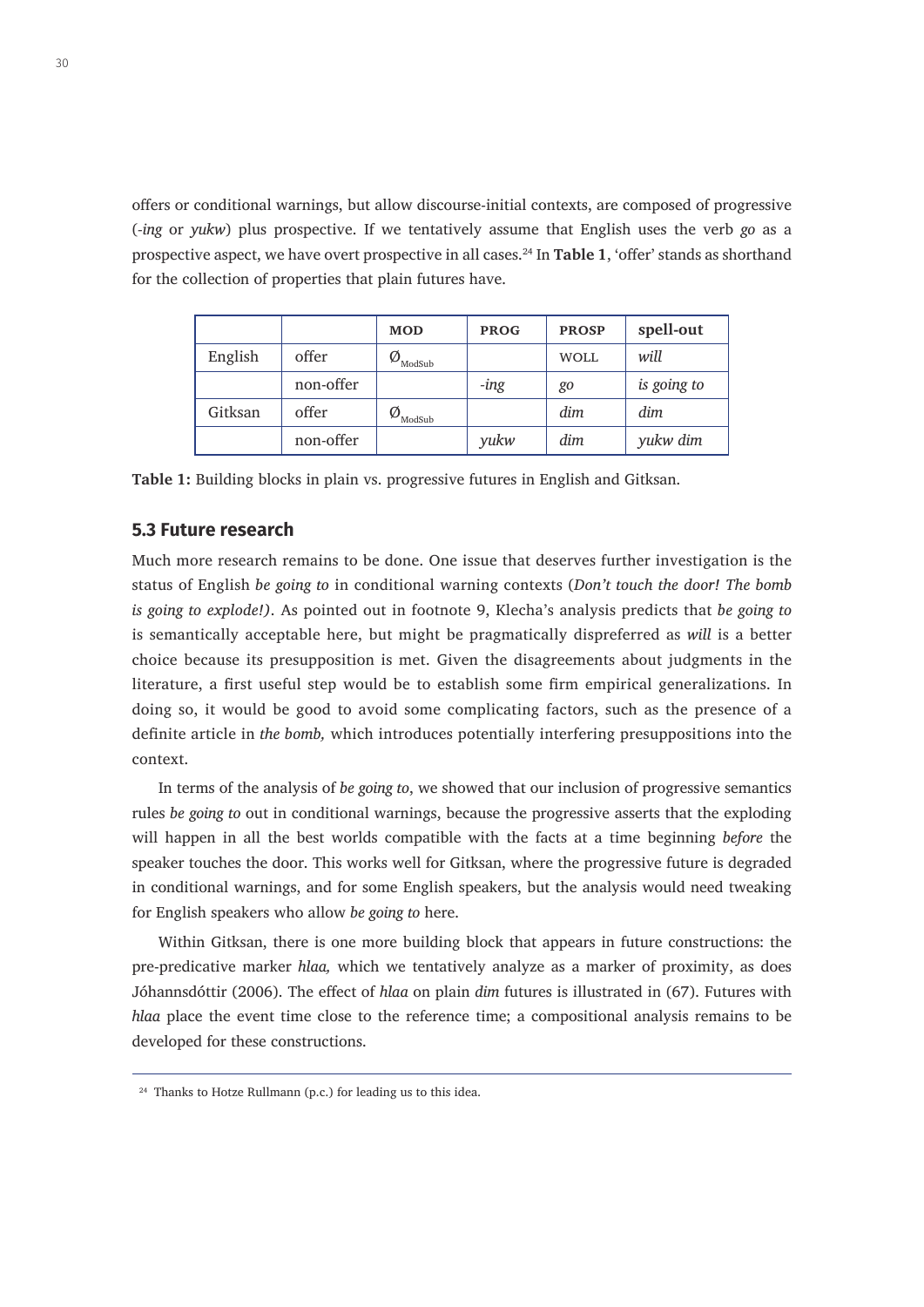offers or conditional warnings, but allow discourse-initial contexts, are composed of progressive (*-ing* or *yukw*) plus prospective. If we tentatively assume that English uses the verb *go* as a prospective aspect, we have overt prospective in all cases.[24] In **Table 1**, 'offer' stands as shorthand for the collection of properties that plain futures have.

| | | MOD | PROG | PROSP | spell-out |
|---|---|---|---|---|---|
| English | offer | $Ø_{\text{ModSub}}$ | | WOLL | *will* |
| | non-offer | | *-ing* | *go* | *is going to* |
| Gitksan | offer | $Ø_{\text{ModSub}}$ | | *dim* | *dim* |
| | non-offer | | *yukw* | *dim* | *yukw dim* |

**Table 1:** Building blocks in plain vs. progressive futures in English and Gitksan.

### 5.3 Future research

Much more research remains to be done. One issue that deserves further investigation is the status of English *be going to* in conditional warning contexts (*Don't touch the door! The bomb is going to explode!)*. As pointed out in footnote 9, Klecha's analysis predicts that *be going to* is semantically acceptable here, but might be pragmatically dispreferred as *will* is a better choice because its presupposition is met. Given the disagreements about judgments in the literature, a first useful step would be to establish some firm empirical generalizations. In doing so, it would be good to avoid some complicating factors, such as the presence of a definite article in *the bomb,* which introduces potentially interfering presuppositions into the context.

In terms of the analysis of *be going to*, we showed that our inclusion of progressive semantics rules *be going to* out in conditional warnings, because the progressive asserts that the exploding will happen in all the best worlds compatible with the facts at a time beginning *before* the speaker touches the door. This works well for Gitksan, where the progressive future is degraded in conditional warnings, and for some English speakers, but the analysis would need tweaking for English speakers who allow *be going to* here.

Within Gitksan, there is one more building block that appears in future constructions: the pre-predicative marker *hlaa,* which we tentatively analyze as a marker of proximity, as does Jóhannsdóttir (2006). The effect of *hlaa* on plain *dim* futures is illustrated in (67). Futures with *hlaa* place the event time close to the reference time; a compositional analysis remains to be developed for these constructions.

[24] Thanks to Hotze Rullmann (p.c.) for leading us to this idea.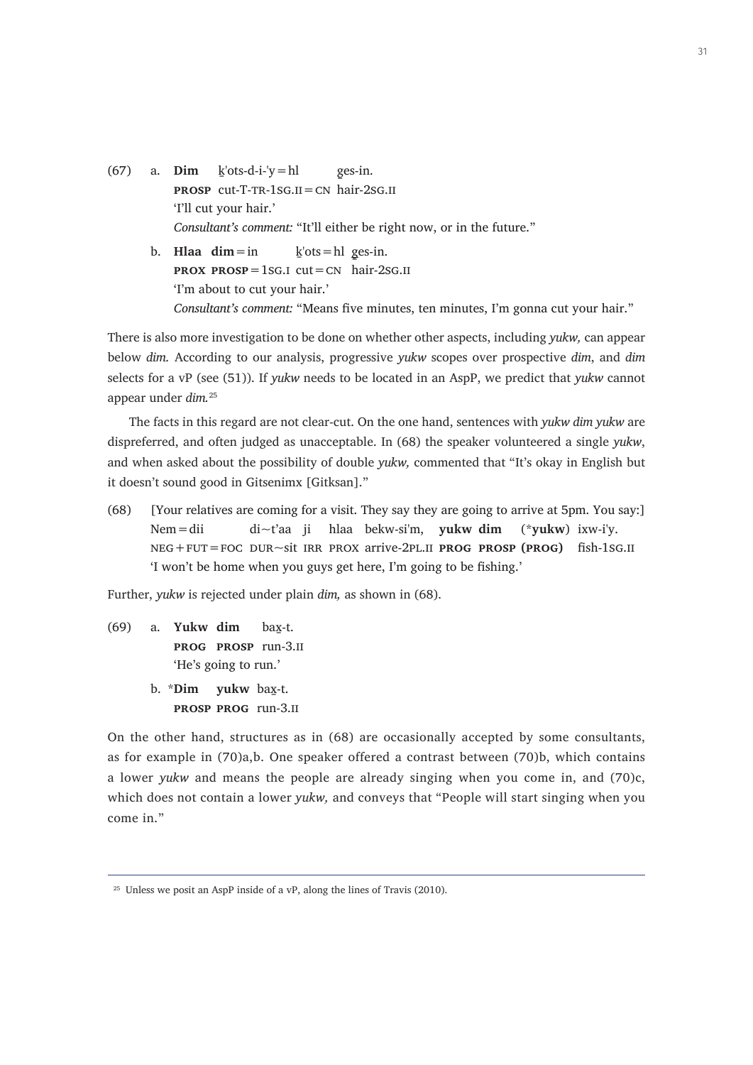(67) a. **Dim** k̲'ots-d-i-'y=hl g̲es-in.
**PROSP** cut-T-TR-1SG.II=CN hair-2SG.II
'I'll cut your hair.'
*Consultant's comment:* "It'll either be right now, or in the future."

b. **Hlaa dim**=in k̲'ots=hl g̲es-in.
**PROX PROSP**=1SG.I cut=CN hair-2SG.II
'I'm about to cut your hair.'
*Consultant's comment:* "Means five minutes, ten minutes, I'm gonna cut your hair."

There is also more investigation to be done on whether other aspects, including *yukw,* can appear below *dim.* According to our analysis, progressive *yukw* scopes over prospective *dim*, and *dim* selects for a vP (see (51)). If *yukw* needs to be located in an AspP, we predict that *yukw* cannot appear under *dim.*[25]

The facts in this regard are not clear-cut. On the one hand, sentences with *yukw dim yukw* are dispreferred, and often judged as unacceptable. In (68) the speaker volunteered a single *yukw*, and when asked about the possibility of double *yukw,* commented that "It's okay in English but it doesn't sound good in Gitsenimx [Gitksan]."

(68) [Your relatives are coming for a visit. They say they are going to arrive at 5pm. You say:]
Nem=dii di~t'aa ji hlaa bekw-si'm, **yukw dim** (***yukw**) ixw-i'y.
NEG+FUT=FOC DUR~sit IRR PROX arrive-2PL.II **PROG PROSP (PROG)** fish-1SG.II
'I won't be home when you guys get here, I'm going to be fishing.'

Further, *yukw* is rejected under plain *dim,* as shown in (68).

(69) a. **Yukw dim** bax̲-t.
**PROG PROSP** run-3.II
'He's going to run.'

b. ***Dim yukw** bax̲-t.
**PROSP PROG** run-3.II

On the other hand, structures as in (68) are occasionally accepted by some consultants, as for example in (70)a,b. One speaker offered a contrast between (70)b, which contains a lower *yukw* and means the people are already singing when you come in, and (70)c, which does not contain a lower *yukw,* and conveys that "People will start singing when you come in."

[25] Unless we posit an AspP inside of a vP, along the lines of Travis (2010).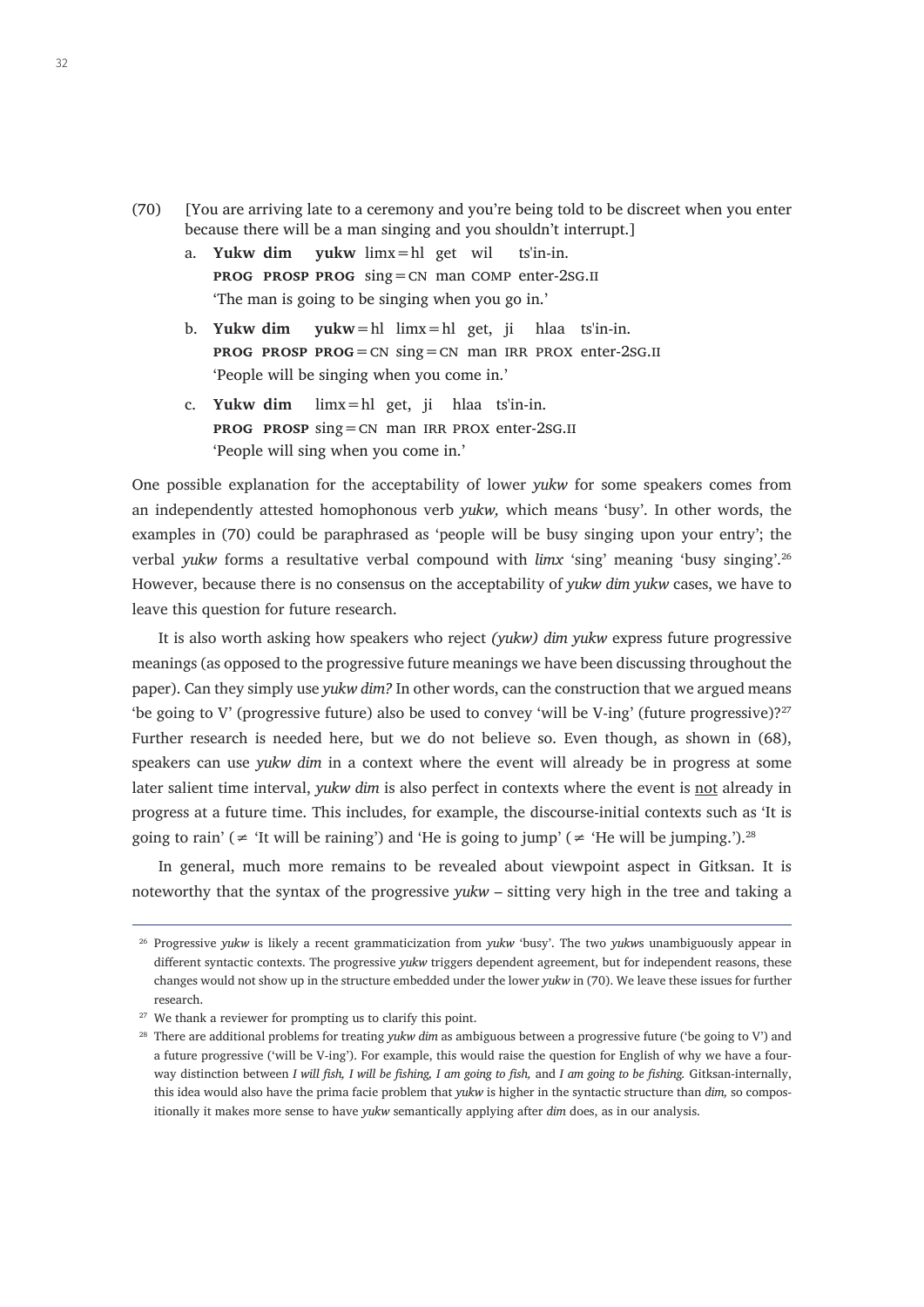(70) [You are arriving late to a ceremony and you're being told to be discreet when you enter because there will be a man singing and you shouldn't interrupt.]

a. **Yukw dim yukw** limx=hl get wil ts'in-in.
 PROG PROSP PROG sing=CN man COMP enter-2SG.II
 'The man is going to be singing when you go in.'

b. **Yukw dim yukw**=hl limx=hl get, ji hlaa ts'in-in.
 PROG PROSP PROG=CN sing=CN man IRR PROX enter-2SG.II
 'People will be singing when you come in.'

c. **Yukw dim** limx=hl get, ji hlaa ts'in-in.
 PROG PROSP sing=CN man IRR PROX enter-2SG.II
 'People will sing when you come in.'

One possible explanation for the acceptability of lower *yukw* for some speakers comes from an independently attested homophonous verb *yukw,* which means 'busy'. In other words, the examples in (70) could be paraphrased as 'people will be busy singing upon your entry'; the verbal *yukw* forms a resultative verbal compound with *limx* 'sing' meaning 'busy singing'.[26] However, because there is no consensus on the acceptability of *yukw dim yukw* cases, we have to leave this question for future research.

It is also worth asking how speakers who reject *(yukw) dim yukw* express future progressive meanings (as opposed to the progressive future meanings we have been discussing throughout the paper). Can they simply use *yukw dim?* In other words, can the construction that we argued means 'be going to V' (progressive future) also be used to convey 'will be V-ing' (future progressive)?[27] Further research is needed here, but we do not believe so. Even though, as shown in (68), speakers can use *yukw dim* in a context where the event will already be in progress at some later salient time interval, *yukw dim* is also perfect in contexts where the event is <u>not</u> already in progress at a future time. This includes, for example, the discourse-initial contexts such as 'It is going to rain' (≠ 'It will be raining') and 'He is going to jump' (≠ 'He will be jumping.').[28]

In general, much more remains to be revealed about viewpoint aspect in Gitksan. It is noteworthy that the syntax of the progressive *yukw* – sitting very high in the tree and taking a

---

[26] Progressive *yukw* is likely a recent grammaticization from *yukw* 'busy'. The two *yukws* unambiguously appear in different syntactic contexts. The progressive *yukw* triggers dependent agreement, but for independent reasons, these changes would not show up in the structure embedded under the lower *yukw* in (70). We leave these issues for further research.

[27] We thank a reviewer for prompting us to clarify this point.

[28] There are additional problems for treating *yukw dim* as ambiguous between a progressive future ('be going to V') and a future progressive ('will be V-ing'). For example, this would raise the question for English of why we have a four-way distinction between *I will fish, I will be fishing, I am going to fish,* and *I am going to be fishing.* Gitksan-internally, this idea would also have the prima facie problem that *yukw* is higher in the syntactic structure than *dim,* so compositionally it makes more sense to have *yukw* semantically applying after *dim* does, as in our analysis.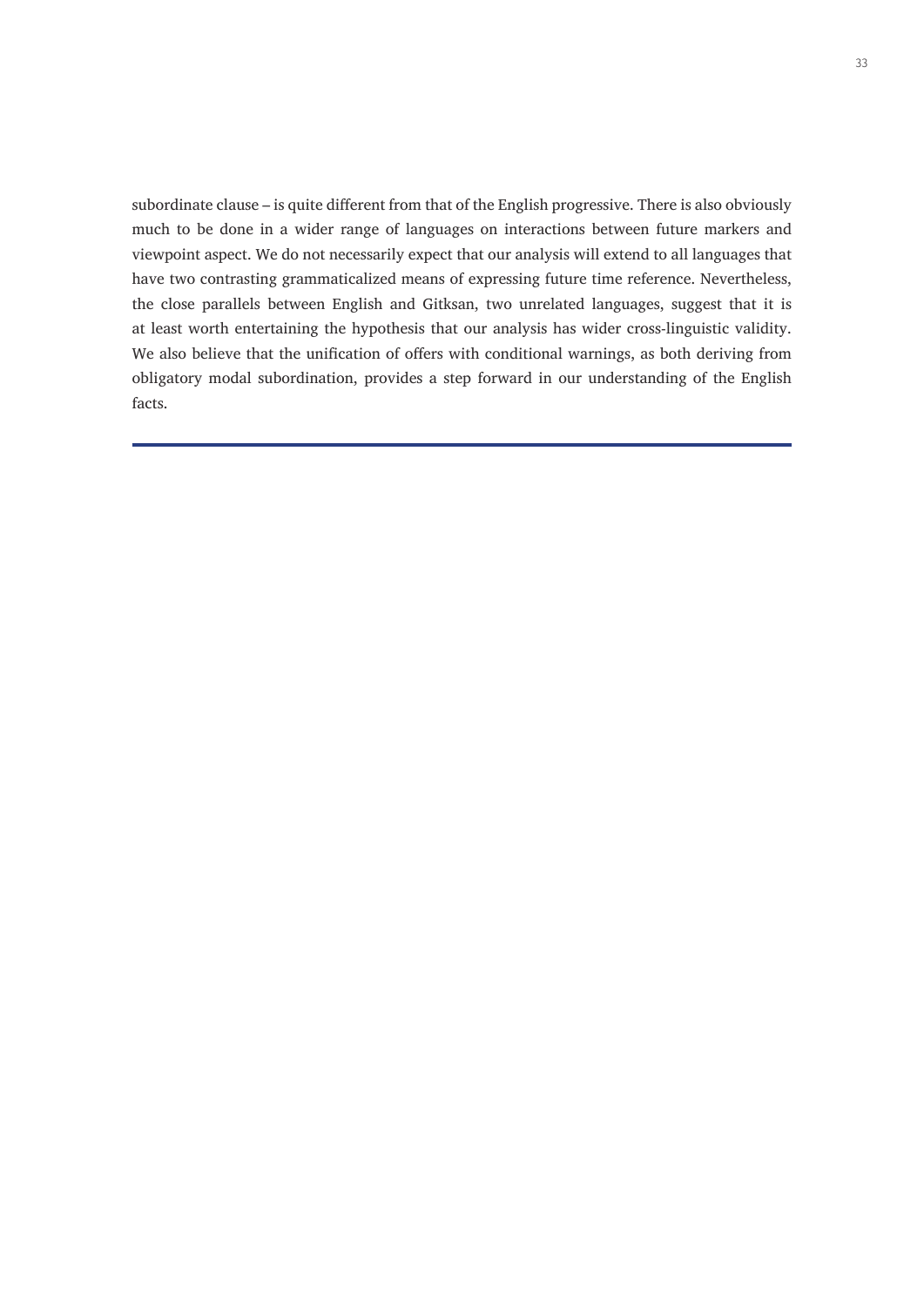subordinate clause – is quite different from that of the English progressive. There is also obviously much to be done in a wider range of languages on interactions between future markers and viewpoint aspect. We do not necessarily expect that our analysis will extend to all languages that have two contrasting grammaticalized means of expressing future time reference. Nevertheless, the close parallels between English and Gitksan, two unrelated languages, suggest that it is at least worth entertaining the hypothesis that our analysis has wider cross-linguistic validity. We also believe that the unification of offers with conditional warnings, as both deriving from obligatory modal subordination, provides a step forward in our understanding of the English facts.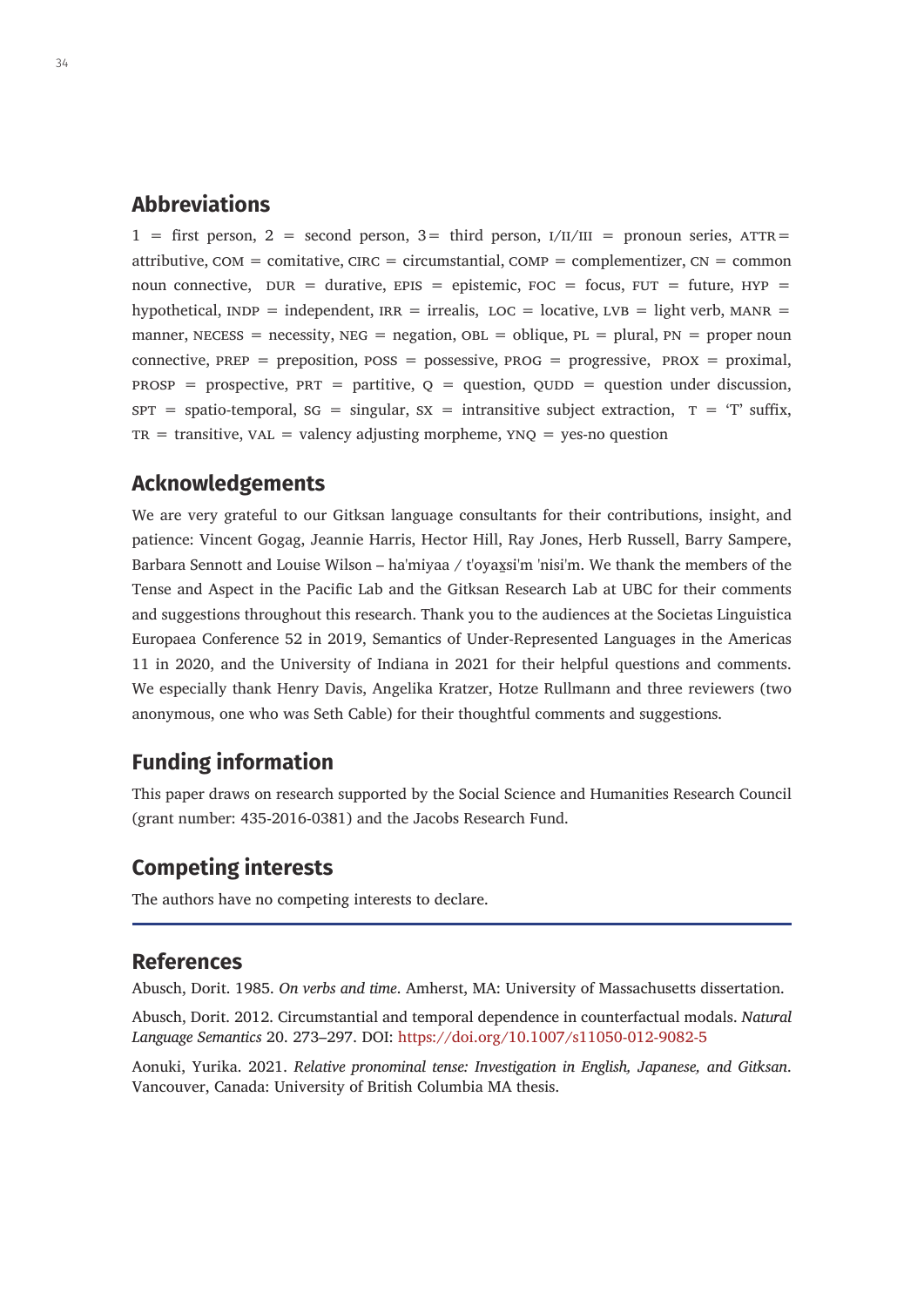## Abbreviations

1 = first person, 2 = second person, 3 = third person, I/II/III = pronoun series, ATTR = attributive, COM = comitative, CIRC = circumstantial, COMP = complementizer, CN = common noun connective, DUR = durative, EPIS = epistemic, FOC = focus, FUT = future, HYP = hypothetical, INDP = independent, IRR = irrealis, LOC = locative, LVB = light verb, MANR = manner, NECESS = necessity, NEG = negation, OBL = oblique, PL = plural, PN = proper noun connective, PREP = preposition, POSS = possessive, PROG = progressive, PROX = proximal, PROSP = prospective, PRT = partitive, Q = question, QUDD = question under discussion, SPT = spatio-temporal, SG = singular, SX = intransitive subject extraction, T = 'T' suffix, TR = transitive, VAL = valency adjusting morpheme, YNQ = yes-no question

## Acknowledgements

We are very grateful to our Gitksan language consultants for their contributions, insight, and patience: Vincent Gogag, Jeannie Harris, Hector Hill, Ray Jones, Herb Russell, Barry Sampere, Barbara Sennott and Louise Wilson – ha'miyaa / t'oyax̱si'm 'nisi'm. We thank the members of the Tense and Aspect in the Pacific Lab and the Gitksan Research Lab at UBC for their comments and suggestions throughout this research. Thank you to the audiences at the Societas Linguistica Europaea Conference 52 in 2019, Semantics of Under-Represented Languages in the Americas 11 in 2020, and the University of Indiana in 2021 for their helpful questions and comments. We especially thank Henry Davis, Angelika Kratzer, Hotze Rullmann and three reviewers (two anonymous, one who was Seth Cable) for their thoughtful comments and suggestions.

## Funding information

This paper draws on research supported by the Social Science and Humanities Research Council (grant number: 435-2016-0381) and the Jacobs Research Fund.

## Competing interests

The authors have no competing interests to declare.

## References

Abusch, Dorit. 1985. *On verbs and time*. Amherst, MA: University of Massachusetts dissertation.

Abusch, Dorit. 2012. Circumstantial and temporal dependence in counterfactual modals. *Natural Language Semantics* 20. 273–297. DOI: https://doi.org/10.1007/s11050-012-9082-5

Aonuki, Yurika. 2021. *Relative pronominal tense: Investigation in English, Japanese, and Gitksan*. Vancouver, Canada: University of British Columbia MA thesis.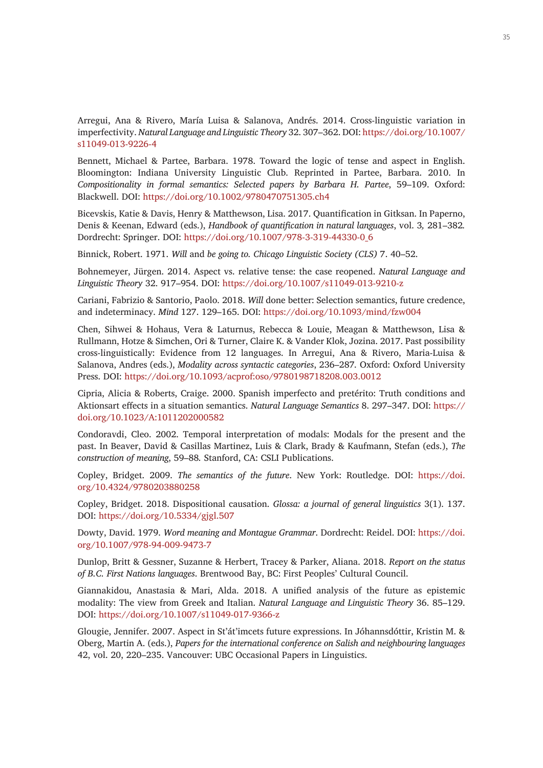Arregui, Ana & Rivero, María Luisa & Salanova, Andrés. 2014. Cross-linguistic variation in imperfectivity. *Natural Language and Linguistic Theory* 32. 307–362. DOI: https://doi.org/10.1007/s11049-013-9226-4

Bennett, Michael & Partee, Barbara. 1978. Toward the logic of tense and aspect in English. Bloomington: Indiana University Linguistic Club. Reprinted in Partee, Barbara. 2010. In *Compositionality in formal semantics: Selected papers by Barbara H. Partee*, 59–109. Oxford: Blackwell. DOI: https://doi.org/10.1002/9780470751305.ch4

Bicevskis, Katie & Davis, Henry & Matthewson, Lisa. 2017. Quantification in Gitksan. In Paperno, Denis & Keenan, Edward (eds.), *Handbook of quantification in natural languages*, vol. 3, 281–382. Dordrecht: Springer. DOI: https://doi.org/10.1007/978-3-319-44330-0_6

Binnick, Robert. 1971. *Will* and *be going to*. *Chicago Linguistic Society (CLS)* 7. 40–52.

Bohnemeyer, Jürgen. 2014. Aspect vs. relative tense: the case reopened. *Natural Language and Linguistic Theory* 32. 917–954. DOI: https://doi.org/10.1007/s11049-013-9210-z

Cariani, Fabrizio & Santorio, Paolo. 2018. *Will* done better: Selection semantics, future credence, and indeterminacy. *Mind* 127. 129–165. DOI: https://doi.org/10.1093/mind/fzw004

Chen, Sihwei & Hohaus, Vera & Laturnus, Rebecca & Louie, Meagan & Matthewson, Lisa & Rullmann, Hotze & Simchen, Ori & Turner, Claire K. & Vander Klok, Jozina. 2017. Past possibility cross-linguistically: Evidence from 12 languages. In Arregui, Ana & Rivero, Maria-Luisa & Salanova, Andres (eds.), *Modality across syntactic categories*, 236–287. Oxford: Oxford University Press. DOI: https://doi.org/10.1093/acprof:oso/9780198718208.003.0012

Cipria, Alicia & Roberts, Craige. 2000. Spanish imperfecto and pretérito: Truth conditions and Aktionsart effects in a situation semantics. *Natural Language Semantics* 8. 297–347. DOI: https://doi.org/10.1023/A:1011202000582

Condoravdi, Cleo. 2002. Temporal interpretation of modals: Modals for the present and the past. In Beaver, David & Casillas Martinez, Luis & Clark, Brady & Kaufmann, Stefan (eds.), *The construction of meaning*, 59–88. Stanford, CA: CSLI Publications.

Copley, Bridget. 2009. *The semantics of the future*. New York: Routledge. DOI: https://doi.org/10.4324/9780203880258

Copley, Bridget. 2018. Dispositional causation. *Glossa: a journal of general linguistics* 3(1). 137. DOI: https://doi.org/10.5334/gjgl.507

Dowty, David. 1979. *Word meaning and Montague Grammar*. Dordrecht: Reidel. DOI: https://doi.org/10.1007/978-94-009-9473-7

Dunlop, Britt & Gessner, Suzanne & Herbert, Tracey & Parker, Aliana. 2018. *Report on the status of B.C. First Nations languages*. Brentwood Bay, BC: First Peoples' Cultural Council.

Giannakidou, Anastasia & Mari, Alda. 2018. A unified analysis of the future as epistemic modality: The view from Greek and Italian. *Natural Language and Linguistic Theory* 36. 85–129. DOI: https://doi.org/10.1007/s11049-017-9366-z

Glougie, Jennifer. 2007. Aspect in St'át'imcets future expressions. In Jóhannsdóttir, Kristin M. & Oberg, Martin A. (eds.), *Papers for the international conference on Salish and neighbouring languages* 42, vol. 20, 220–235. Vancouver: UBC Occasional Papers in Linguistics.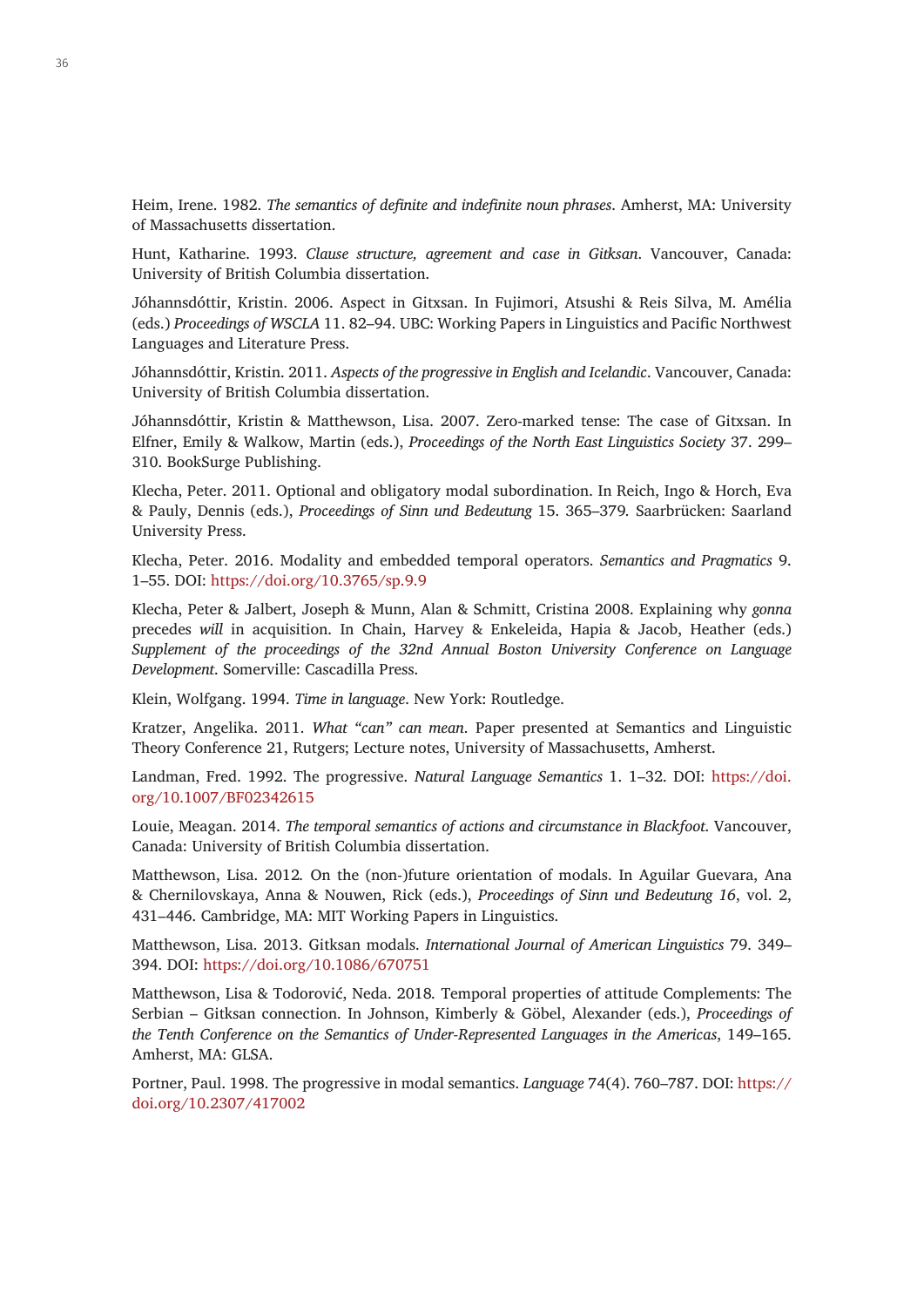Heim, Irene. 1982. *The semantics of definite and indefinite noun phrases*. Amherst, MA: University of Massachusetts dissertation.

Hunt, Katharine. 1993. *Clause structure, agreement and case in Gitksan*. Vancouver, Canada: University of British Columbia dissertation.

Jóhannsdóttir, Kristin. 2006. Aspect in Gitxsan. In Fujimori, Atsushi & Reis Silva, M. Amélia (eds.) *Proceedings of WSCLA* 11. 82–94. UBC: Working Papers in Linguistics and Pacific Northwest Languages and Literature Press.

Jóhannsdóttir, Kristin. 2011. *Aspects of the progressive in English and Icelandic*. Vancouver, Canada: University of British Columbia dissertation.

Jóhannsdóttir, Kristin & Matthewson, Lisa. 2007. Zero-marked tense: The case of Gitxsan. In Elfner, Emily & Walkow, Martin (eds.), *Proceedings of the North East Linguistics Society* 37. 299–310. BookSurge Publishing.

Klecha, Peter. 2011. Optional and obligatory modal subordination. In Reich, Ingo & Horch, Eva & Pauly, Dennis (eds.), *Proceedings of Sinn und Bedeutung* 15. 365–379. Saarbrücken: Saarland University Press.

Klecha, Peter. 2016. Modality and embedded temporal operators. *Semantics and Pragmatics* 9. 1–55. DOI: https://doi.org/10.3765/sp.9.9

Klecha, Peter & Jalbert, Joseph & Munn, Alan & Schmitt, Cristina 2008. Explaining why *gonna* precedes *will* in acquisition. In Chain, Harvey & Enkeleida, Hapia & Jacob, Heather (eds.) *Supplement of the proceedings of the 32nd Annual Boston University Conference on Language Development*. Somerville: Cascadilla Press.

Klein, Wolfgang. 1994. *Time in language*. New York: Routledge.

Kratzer, Angelika. 2011. *What "can" can mean*. Paper presented at Semantics and Linguistic Theory Conference 21, Rutgers; Lecture notes, University of Massachusetts, Amherst.

Landman, Fred. 1992. The progressive. *Natural Language Semantics* 1. 1–32. DOI: https://doi.org/10.1007/BF02342615

Louie, Meagan. 2014. *The temporal semantics of actions and circumstance in Blackfoot*. Vancouver, Canada: University of British Columbia dissertation.

Matthewson, Lisa. 2012. On the (non-)future orientation of modals. In Aguilar Guevara, Ana & Chernilovskaya, Anna & Nouwen, Rick (eds.), *Proceedings of Sinn und Bedeutung 16*, vol. 2, 431–446. Cambridge, MA: MIT Working Papers in Linguistics.

Matthewson, Lisa. 2013. Gitksan modals. *International Journal of American Linguistics* 79. 349–394. DOI: https://doi.org/10.1086/670751

Matthewson, Lisa & Todorović, Neda. 2018. Temporal properties of attitude Complements: The Serbian – Gitksan connection. In Johnson, Kimberly & Göbel, Alexander (eds.), *Proceedings of the Tenth Conference on the Semantics of Under-Represented Languages in the Americas*, 149–165. Amherst, MA: GLSA.

Portner, Paul. 1998. The progressive in modal semantics. *Language* 74(4). 760–787. DOI: https://doi.org/10.2307/417002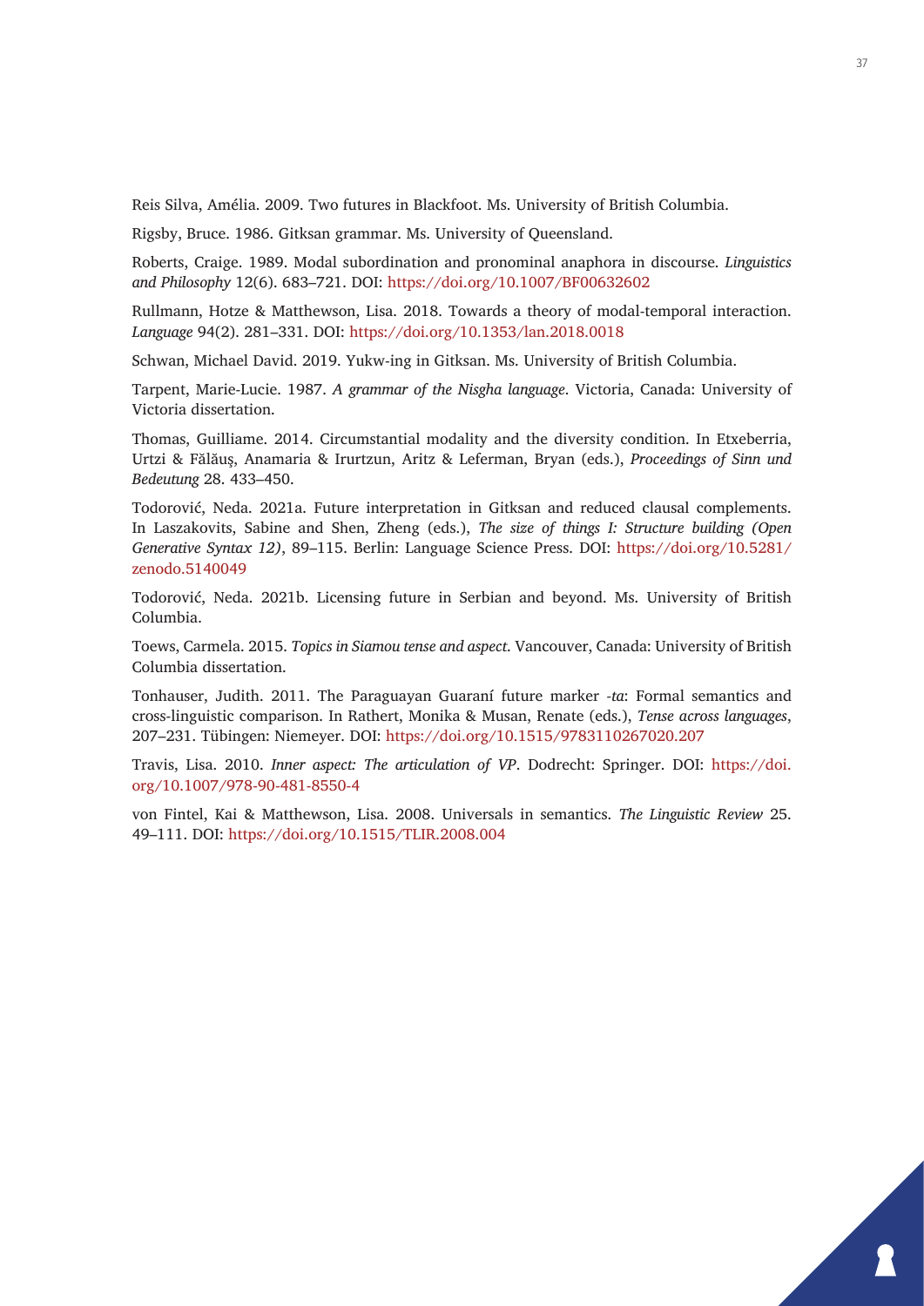Reis Silva, Amélia. 2009. Two futures in Blackfoot. Ms. University of British Columbia.

Rigsby, Bruce. 1986. Gitksan grammar. Ms. University of Queensland.

Roberts, Craige. 1989. Modal subordination and pronominal anaphora in discourse. *Linguistics and Philosophy* 12(6). 683–721. DOI: https://doi.org/10.1007/BF00632602

Rullmann, Hotze & Matthewson, Lisa. 2018. Towards a theory of modal-temporal interaction. *Language* 94(2). 281–331. DOI: https://doi.org/10.1353/lan.2018.0018

Schwan, Michael David. 2019. Yukw-ing in Gitksan. Ms. University of British Columbia.

Tarpent, Marie-Lucie. 1987. *A grammar of the Nisgha language*. Victoria, Canada: University of Victoria dissertation.

Thomas, Guilliame. 2014. Circumstantial modality and the diversity condition. In Etxeberria, Urtzi & Fălăuş, Anamaria & Irurtzun, Aritz & Leferman, Bryan (eds.), *Proceedings of Sinn und Bedeutung* 28. 433–450.

Todorović, Neda. 2021a. Future interpretation in Gitksan and reduced clausal complements. In Laszakovits, Sabine and Shen, Zheng (eds.), *The size of things I: Structure building (Open Generative Syntax 12)*, 89–115. Berlin: Language Science Press. DOI: https://doi.org/10.5281/zenodo.5140049

Todorović, Neda. 2021b. Licensing future in Serbian and beyond. Ms. University of British Columbia.

Toews, Carmela. 2015. *Topics in Siamou tense and aspect*. Vancouver, Canada: University of British Columbia dissertation.

Tonhauser, Judith. 2011. The Paraguayan Guaraní future marker *-ta*: Formal semantics and cross-linguistic comparison. In Rathert, Monika & Musan, Renate (eds.), *Tense across languages*, 207–231. Tübingen: Niemeyer. DOI: https://doi.org/10.1515/9783110267020.207

Travis, Lisa. 2010. *Inner aspect: The articulation of VP*. Dodrecht: Springer. DOI: https://doi.org/10.1007/978-90-481-8550-4

von Fintel, Kai & Matthewson, Lisa. 2008. Universals in semantics. *The Linguistic Review* 25. 49–111. DOI: https://doi.org/10.1515/TLIR.2008.004